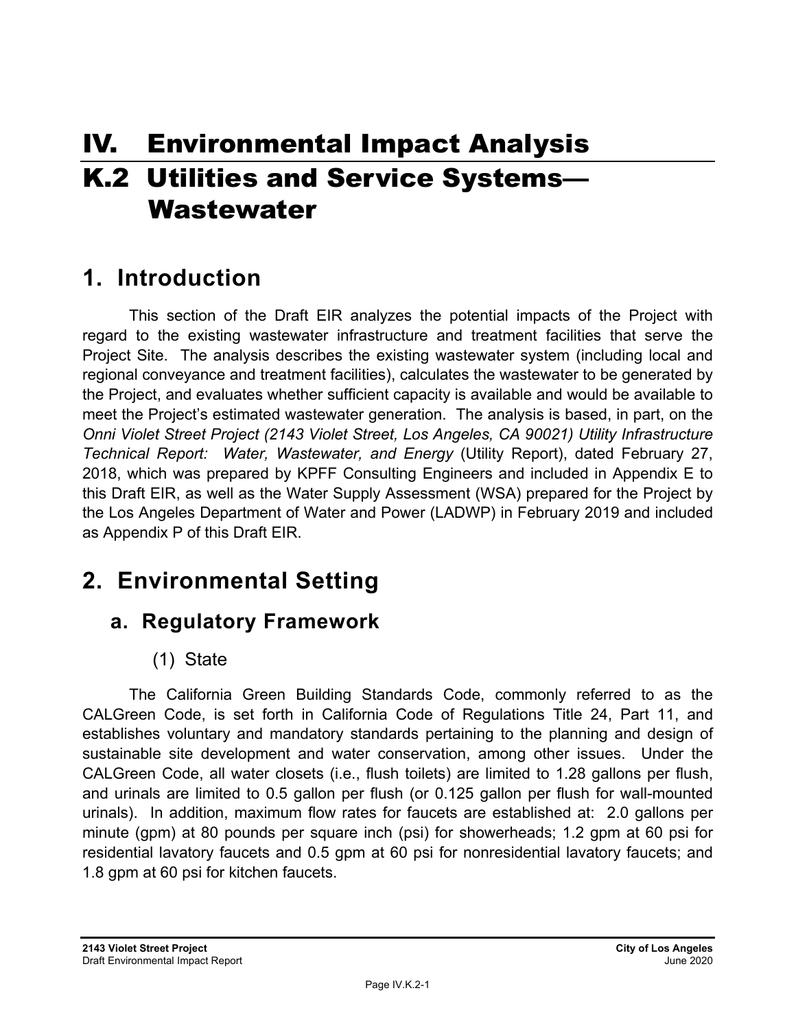# IV. Environmental Impact Analysis

# K.2 Utilities and Service Systems—Wastewater

## 1. Introduction

This section of the Draft EIR analyzes the potential impacts of the Project with regard to the existing wastewater infrastructure and treatment facilities that serve the Project Site. The analysis describes the existing wastewater system (including local and regional conveyance and treatment facilities), calculates the wastewater to be generated by the Project, and evaluates whether sufficient capacity is available and would be available to meet the Project's estimated wastewater generation. The analysis is based, in part, on the *Onni Violet Street Project (2143 Violet Street, Los Angeles, CA 90021) Utility Infrastructure Technical Report: Water, Wastewater, and Energy* (Utility Report), dated February 27, 2018, which was prepared by KPFF Consulting Engineers and included in Appendix E to this Draft EIR, as well as the Water Supply Assessment (WSA) prepared for the Project by the Los Angeles Department of Water and Power (LADWP) in February 2019 and included as Appendix P of this Draft EIR.

## 2. Environmental Setting

### a. Regulatory Framework

#### (1) State

The California Green Building Standards Code, commonly referred to as the CALGreen Code, is set forth in California Code of Regulations Title 24, Part 11, and establishes voluntary and mandatory standards pertaining to the planning and design of sustainable site development and water conservation, among other issues. Under the CALGreen Code, all water closets (i.e., flush toilets) are limited to 1.28 gallons per flush, and urinals are limited to 0.5 gallon per flush (or 0.125 gallon per flush for wall-mounted urinals). In addition, maximum flow rates for faucets are established at: 2.0 gallons per minute (gpm) at 80 pounds per square inch (psi) for showerheads; 1.2 gpm at 60 psi for residential lavatory faucets and 0.5 gpm at 60 psi for nonresidential lavatory faucets; and 1.8 gpm at 60 psi for kitchen faucets.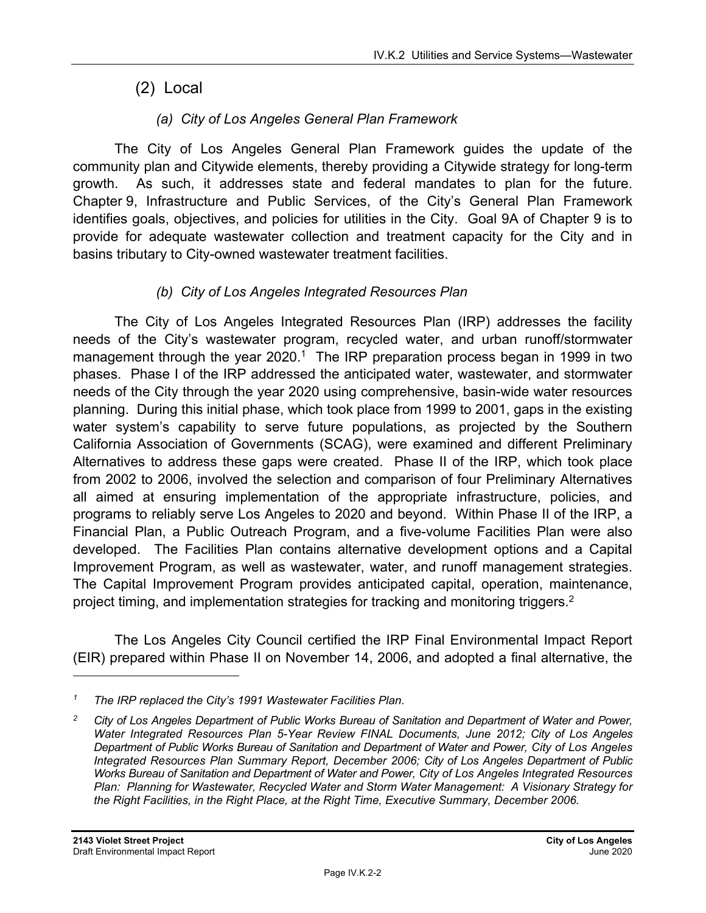## (2) Local

### *(a) City of Los Angeles General Plan Framework*

The City of Los Angeles General Plan Framework guides the update of the community plan and Citywide elements, thereby providing a Citywide strategy for long-term growth. As such, it addresses state and federal mandates to plan for the future. Chapter 9, Infrastructure and Public Services, of the City's General Plan Framework identifies goals, objectives, and policies for utilities in the City. Goal 9A of Chapter 9 is to provide for adequate wastewater collection and treatment capacity for the City and in basins tributary to City-owned wastewater treatment facilities.

### *(b) City of Los Angeles Integrated Resources Plan*

The City of Los Angeles Integrated Resources Plan (IRP) addresses the facility needs of the City's wastewater program, recycled water, and urban runoff/stormwater management through the year 2020.[1] The IRP preparation process began in 1999 in two phases. Phase I of the IRP addressed the anticipated water, wastewater, and stormwater needs of the City through the year 2020 using comprehensive, basin-wide water resources planning. During this initial phase, which took place from 1999 to 2001, gaps in the existing water system's capability to serve future populations, as projected by the Southern California Association of Governments (SCAG), were examined and different Preliminary Alternatives to address these gaps were created. Phase II of the IRP, which took place from 2002 to 2006, involved the selection and comparison of four Preliminary Alternatives all aimed at ensuring implementation of the appropriate infrastructure, policies, and programs to reliably serve Los Angeles to 2020 and beyond. Within Phase II of the IRP, a Financial Plan, a Public Outreach Program, and a five-volume Facilities Plan were also developed. The Facilities Plan contains alternative development options and a Capital Improvement Program, as well as wastewater, water, and runoff management strategies. The Capital Improvement Program provides anticipated capital, operation, maintenance, project timing, and implementation strategies for tracking and monitoring triggers.[2]

The Los Angeles City Council certified the IRP Final Environmental Impact Report (EIR) prepared within Phase II on November 14, 2006, and adopted a final alternative, the

---

[1] *The IRP replaced the City's 1991 Wastewater Facilities Plan.*

[2] *City of Los Angeles Department of Public Works Bureau of Sanitation and Department of Water and Power, Water Integrated Resources Plan 5-Year Review FINAL Documents, June 2012; City of Los Angeles Department of Public Works Bureau of Sanitation and Department of Water and Power, City of Los Angeles Integrated Resources Plan Summary Report, December 2006; City of Los Angeles Department of Public Works Bureau of Sanitation and Department of Water and Power, City of Los Angeles Integrated Resources Plan: Planning for Wastewater, Recycled Water and Storm Water Management: A Visionary Strategy for the Right Facilities, in the Right Place, at the Right Time, Executive Summary, December 2006.*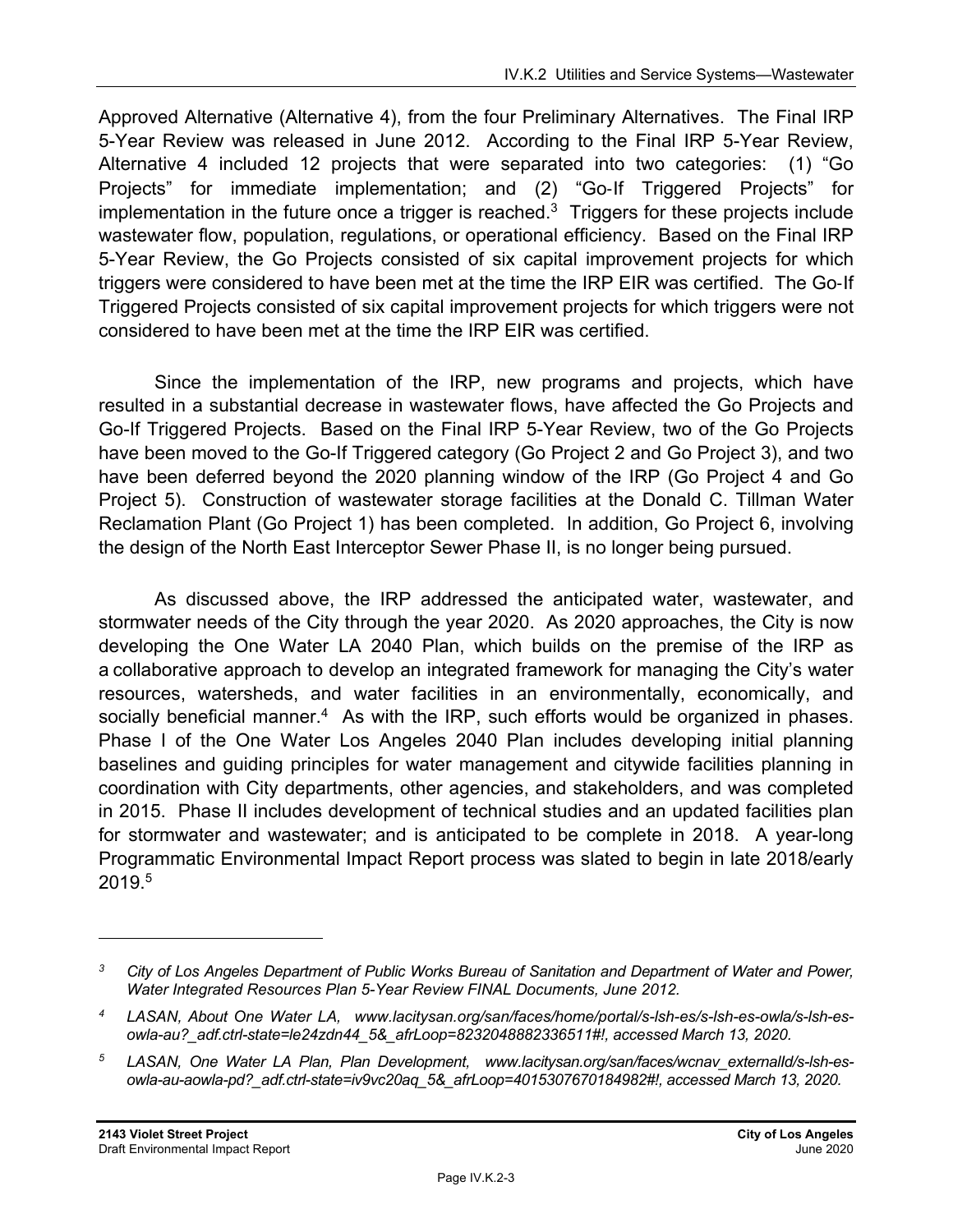Approved Alternative (Alternative 4), from the four Preliminary Alternatives. The Final IRP 5-Year Review was released in June 2012. According to the Final IRP 5-Year Review, Alternative 4 included 12 projects that were separated into two categories: (1) "Go Projects" for immediate implementation; and (2) "Go-If Triggered Projects" for implementation in the future once a trigger is reached.[3] Triggers for these projects include wastewater flow, population, regulations, or operational efficiency. Based on the Final IRP 5-Year Review, the Go Projects consisted of six capital improvement projects for which triggers were considered to have been met at the time the IRP EIR was certified. The Go-If Triggered Projects consisted of six capital improvement projects for which triggers were not considered to have been met at the time the IRP EIR was certified.

Since the implementation of the IRP, new programs and projects, which have resulted in a substantial decrease in wastewater flows, have affected the Go Projects and Go-If Triggered Projects. Based on the Final IRP 5-Year Review, two of the Go Projects have been moved to the Go-If Triggered category (Go Project 2 and Go Project 3), and two have been deferred beyond the 2020 planning window of the IRP (Go Project 4 and Go Project 5). Construction of wastewater storage facilities at the Donald C. Tillman Water Reclamation Plant (Go Project 1) has been completed. In addition, Go Project 6, involving the design of the North East Interceptor Sewer Phase II, is no longer being pursued.

As discussed above, the IRP addressed the anticipated water, wastewater, and stormwater needs of the City through the year 2020. As 2020 approaches, the City is now developing the One Water LA 2040 Plan, which builds on the premise of the IRP as a collaborative approach to develop an integrated framework for managing the City's water resources, watersheds, and water facilities in an environmentally, economically, and socially beneficial manner.[4] As with the IRP, such efforts would be organized in phases. Phase I of the One Water Los Angeles 2040 Plan includes developing initial planning baselines and guiding principles for water management and citywide facilities planning in coordination with City departments, other agencies, and stakeholders, and was completed in 2015. Phase II includes development of technical studies and an updated facilities plan for stormwater and wastewater; and is anticipated to be complete in 2018. A year-long Programmatic Environmental Impact Report process was slated to begin in late 2018/early 2019.[5]

---

[3] *City of Los Angeles Department of Public Works Bureau of Sanitation and Department of Water and Power, Water Integrated Resources Plan 5-Year Review FINAL Documents, June 2012.*

[4] *LASAN, About One Water LA, www.lacitysan.org/san/faces/home/portal/s-lsh-es/s-lsh-es-owla/s-lsh-es-owla-au?_adf.ctrl-state=le24zdn44_5&_afrLoop=8232048882336511#!, accessed March 13, 2020.*

[5] *LASAN, One Water LA Plan, Plan Development, www.lacitysan.org/san/faces/wcnav_externalId/s-lsh-es-owla-au-aowla-pd?_adf.ctrl-state=iv9vc20aq_5&_afrLoop=4015307670184982#!, accessed March 13, 2020.*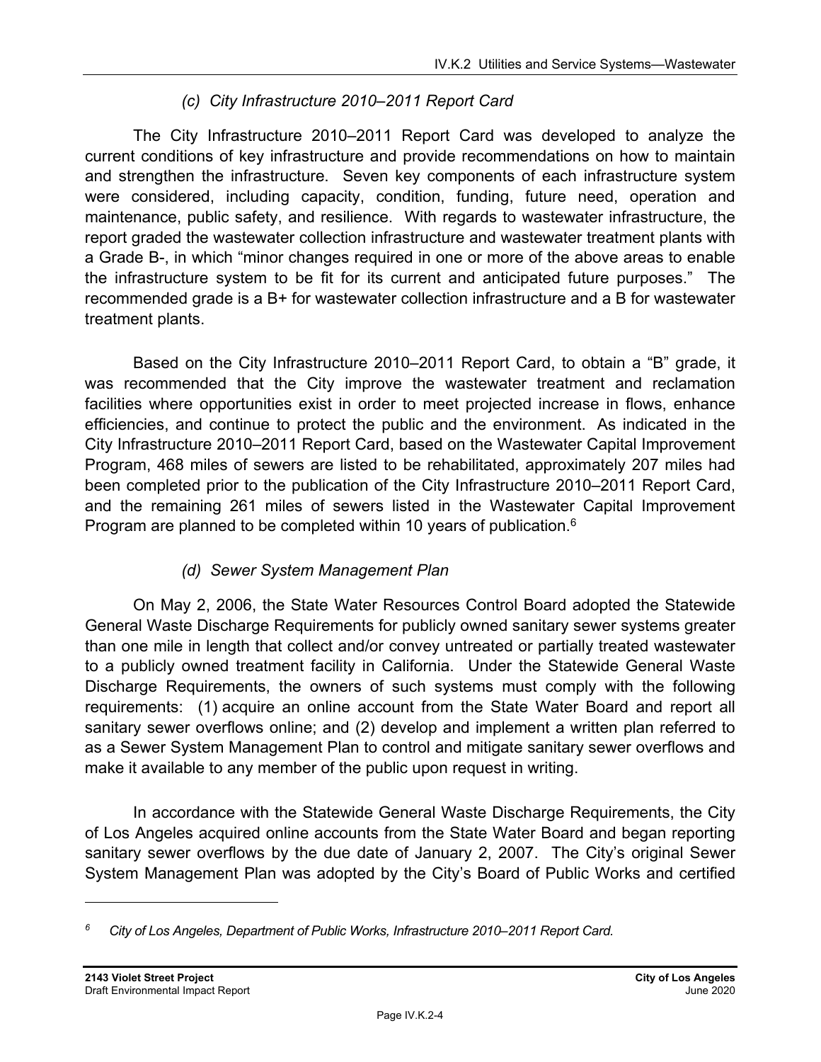### (c) City Infrastructure 2010–2011 Report Card

The City Infrastructure 2010–2011 Report Card was developed to analyze the current conditions of key infrastructure and provide recommendations on how to maintain and strengthen the infrastructure. Seven key components of each infrastructure system were considered, including capacity, condition, funding, future need, operation and maintenance, public safety, and resilience. With regards to wastewater infrastructure, the report graded the wastewater collection infrastructure and wastewater treatment plants with a Grade B-, in which "minor changes required in one or more of the above areas to enable the infrastructure system to be fit for its current and anticipated future purposes." The recommended grade is a B+ for wastewater collection infrastructure and a B for wastewater treatment plants.

Based on the City Infrastructure 2010–2011 Report Card, to obtain a "B" grade, it was recommended that the City improve the wastewater treatment and reclamation facilities where opportunities exist in order to meet projected increase in flows, enhance efficiencies, and continue to protect the public and the environment. As indicated in the City Infrastructure 2010–2011 Report Card, based on the Wastewater Capital Improvement Program, 468 miles of sewers are listed to be rehabilitated, approximately 207 miles had been completed prior to the publication of the City Infrastructure 2010–2011 Report Card, and the remaining 261 miles of sewers listed in the Wastewater Capital Improvement Program are planned to be completed within 10 years of publication.[6]

### (d) Sewer System Management Plan

On May 2, 2006, the State Water Resources Control Board adopted the Statewide General Waste Discharge Requirements for publicly owned sanitary sewer systems greater than one mile in length that collect and/or convey untreated or partially treated wastewater to a publicly owned treatment facility in California. Under the Statewide General Waste Discharge Requirements, the owners of such systems must comply with the following requirements: (1) acquire an online account from the State Water Board and report all sanitary sewer overflows online; and (2) develop and implement a written plan referred to as a Sewer System Management Plan to control and mitigate sanitary sewer overflows and make it available to any member of the public upon request in writing.

In accordance with the Statewide General Waste Discharge Requirements, the City of Los Angeles acquired online accounts from the State Water Board and began reporting sanitary sewer overflows by the due date of January 2, 2007. The City's original Sewer System Management Plan was adopted by the City's Board of Public Works and certified

---

[6] *City of Los Angeles, Department of Public Works, Infrastructure 2010–2011 Report Card.*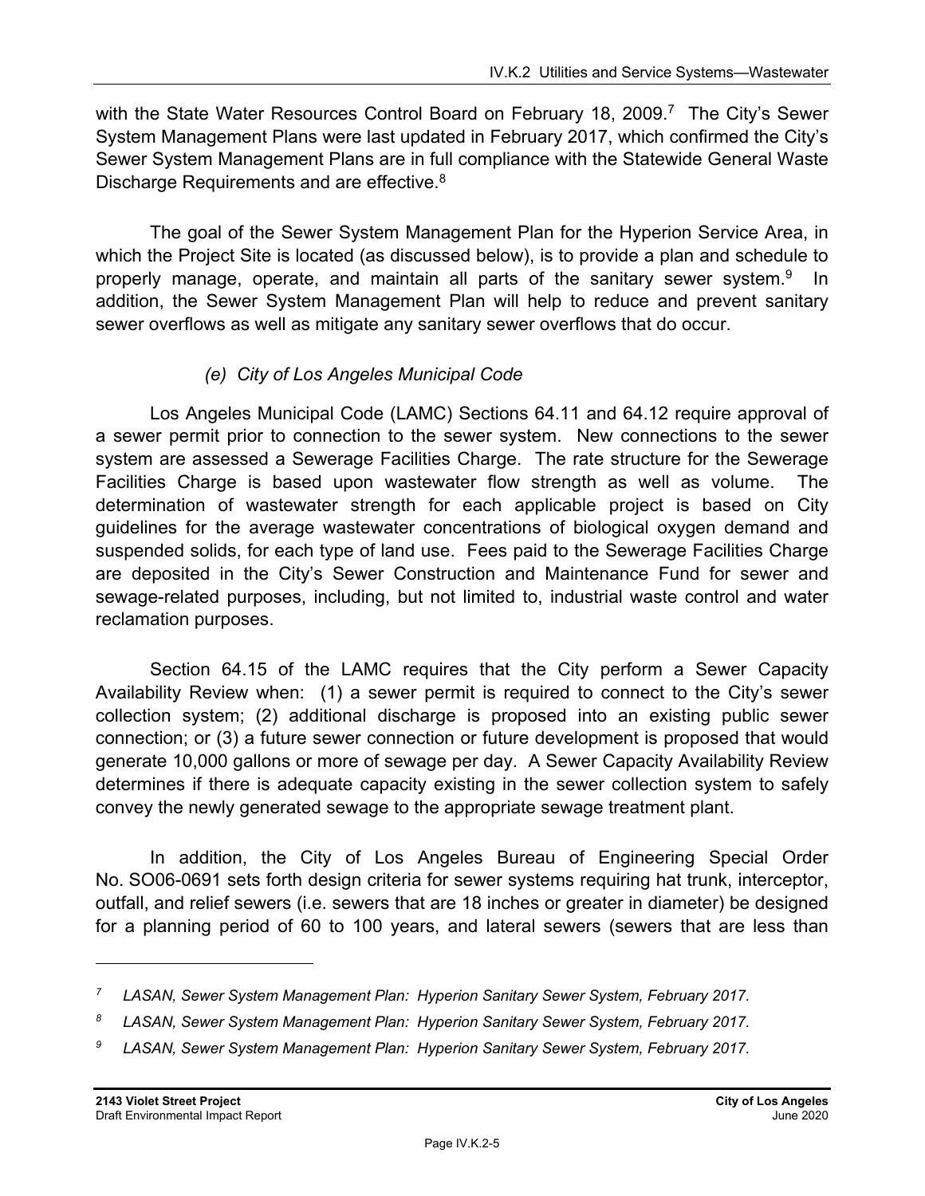with the State Water Resources Control Board on February 18, 2009.[7] The City's Sewer System Management Plans were last updated in February 2017, which confirmed the City's Sewer System Management Plans are in full compliance with the Statewide General Waste Discharge Requirements and are effective.[8]

The goal of the Sewer System Management Plan for the Hyperion Service Area, in which the Project Site is located (as discussed below), is to provide a plan and schedule to properly manage, operate, and maintain all parts of the sanitary sewer system.[9] In addition, the Sewer System Management Plan will help to reduce and prevent sanitary sewer overflows as well as mitigate any sanitary sewer overflows that do occur.

#### *(e) City of Los Angeles Municipal Code*

Los Angeles Municipal Code (LAMC) Sections 64.11 and 64.12 require approval of a sewer permit prior to connection to the sewer system. New connections to the sewer system are assessed a Sewerage Facilities Charge. The rate structure for the Sewerage Facilities Charge is based upon wastewater flow strength as well as volume. The determination of wastewater strength for each applicable project is based on City guidelines for the average wastewater concentrations of biological oxygen demand and suspended solids, for each type of land use. Fees paid to the Sewerage Facilities Charge are deposited in the City's Sewer Construction and Maintenance Fund for sewer and sewage-related purposes, including, but not limited to, industrial waste control and water reclamation purposes.

Section 64.15 of the LAMC requires that the City perform a Sewer Capacity Availability Review when: (1) a sewer permit is required to connect to the City's sewer collection system; (2) additional discharge is proposed into an existing public sewer connection; or (3) a future sewer connection or future development is proposed that would generate 10,000 gallons or more of sewage per day. A Sewer Capacity Availability Review determines if there is adequate capacity existing in the sewer collection system to safely convey the newly generated sewage to the appropriate sewage treatment plant.

In addition, the City of Los Angeles Bureau of Engineering Special Order No. SO06-0691 sets forth design criteria for sewer systems requiring hat trunk, interceptor, outfall, and relief sewers (i.e. sewers that are 18 inches or greater in diameter) be designed for a planning period of 60 to 100 years, and lateral sewers (sewers that are less than

---

[7] *LASAN, Sewer System Management Plan: Hyperion Sanitary Sewer System, February 2017.*

[8] *LASAN, Sewer System Management Plan: Hyperion Sanitary Sewer System, February 2017.*

[9] *LASAN, Sewer System Management Plan: Hyperion Sanitary Sewer System, February 2017.*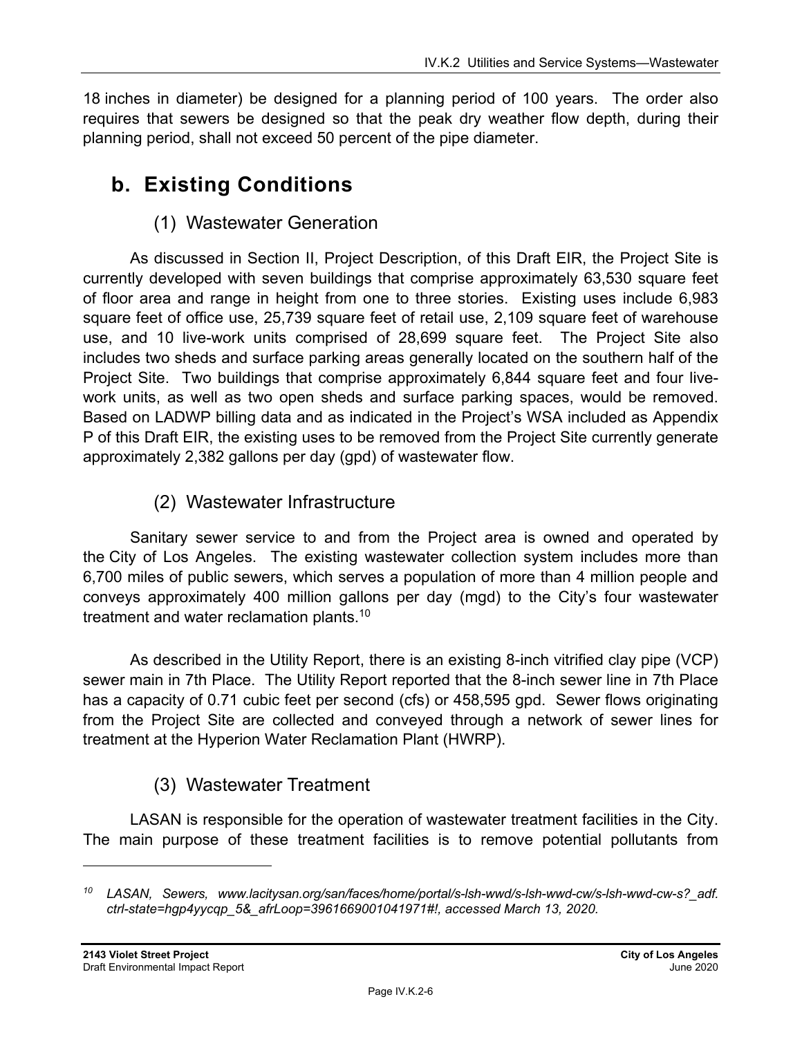18 inches in diameter) be designed for a planning period of 100 years. The order also requires that sewers be designed so that the peak dry weather flow depth, during their planning period, shall not exceed 50 percent of the pipe diameter.

## b. Existing Conditions

### (1) Wastewater Generation

As discussed in Section II, Project Description, of this Draft EIR, the Project Site is currently developed with seven buildings that comprise approximately 63,530 square feet of floor area and range in height from one to three stories. Existing uses include 6,983 square feet of office use, 25,739 square feet of retail use, 2,109 square feet of warehouse use, and 10 live-work units comprised of 28,699 square feet. The Project Site also includes two sheds and surface parking areas generally located on the southern half of the Project Site. Two buildings that comprise approximately 6,844 square feet and four live-work units, as well as two open sheds and surface parking spaces, would be removed. Based on LADWP billing data and as indicated in the Project's WSA included as Appendix P of this Draft EIR, the existing uses to be removed from the Project Site currently generate approximately 2,382 gallons per day (gpd) of wastewater flow.

### (2) Wastewater Infrastructure

Sanitary sewer service to and from the Project area is owned and operated by the City of Los Angeles. The existing wastewater collection system includes more than 6,700 miles of public sewers, which serves a population of more than 4 million people and conveys approximately 400 million gallons per day (mgd) to the City's four wastewater treatment and water reclamation plants.[10]

As described in the Utility Report, there is an existing 8-inch vitrified clay pipe (VCP) sewer main in 7th Place. The Utility Report reported that the 8-inch sewer line in 7th Place has a capacity of 0.71 cubic feet per second (cfs) or 458,595 gpd. Sewer flows originating from the Project Site are collected and conveyed through a network of sewer lines for treatment at the Hyperion Water Reclamation Plant (HWRP).

### (3) Wastewater Treatment

LASAN is responsible for the operation of wastewater treatment facilities in the City. The main purpose of these treatment facilities is to remove potential pollutants from

---

[10] *LASAN, Sewers, www.lacitysan.org/san/faces/home/portal/s-lsh-wwd/s-lsh-wwd-cw/s-lsh-wwd-cw-s?_adf.ctrl-state=hgp4yycqp_5&_afrLoop=3961669001041971#!, accessed March 13, 2020.*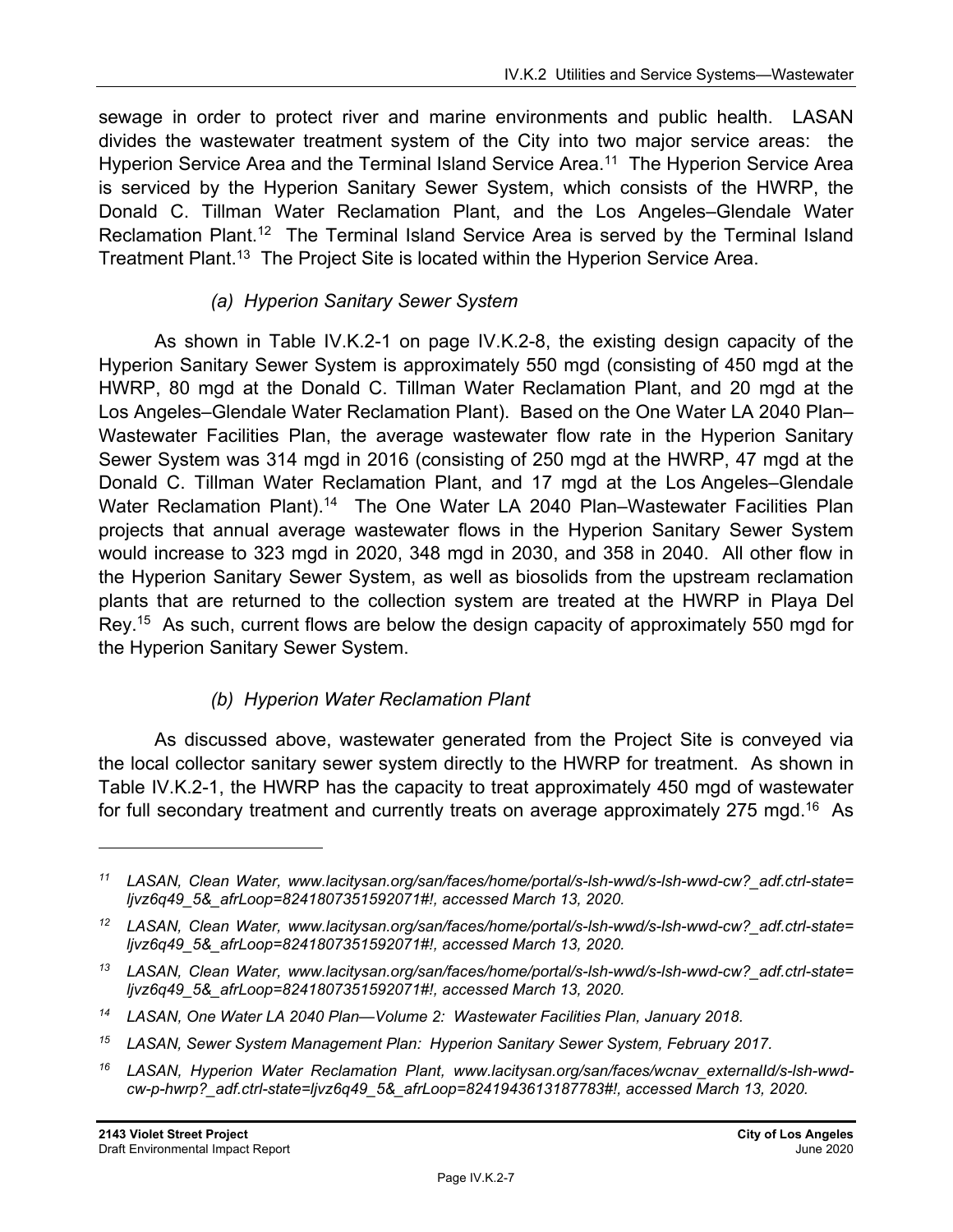sewage in order to protect river and marine environments and public health. LASAN divides the wastewater treatment system of the City into two major service areas: the Hyperion Service Area and the Terminal Island Service Area.[11] The Hyperion Service Area is serviced by the Hyperion Sanitary Sewer System, which consists of the HWRP, the Donald C. Tillman Water Reclamation Plant, and the Los Angeles–Glendale Water Reclamation Plant.[12] The Terminal Island Service Area is served by the Terminal Island Treatment Plant.[13] The Project Site is located within the Hyperion Service Area.

#### *(a) Hyperion Sanitary Sewer System*

As shown in Table IV.K.2-1 on page IV.K.2-8, the existing design capacity of the Hyperion Sanitary Sewer System is approximately 550 mgd (consisting of 450 mgd at the HWRP, 80 mgd at the Donald C. Tillman Water Reclamation Plant, and 20 mgd at the Los Angeles–Glendale Water Reclamation Plant). Based on the One Water LA 2040 Plan–Wastewater Facilities Plan, the average wastewater flow rate in the Hyperion Sanitary Sewer System was 314 mgd in 2016 (consisting of 250 mgd at the HWRP, 47 mgd at the Donald C. Tillman Water Reclamation Plant, and 17 mgd at the Los Angeles–Glendale Water Reclamation Plant).[14] The One Water LA 2040 Plan–Wastewater Facilities Plan projects that annual average wastewater flows in the Hyperion Sanitary Sewer System would increase to 323 mgd in 2020, 348 mgd in 2030, and 358 in 2040. All other flow in the Hyperion Sanitary Sewer System, as well as biosolids from the upstream reclamation plants that are returned to the collection system are treated at the HWRP in Playa Del Rey.[15] As such, current flows are below the design capacity of approximately 550 mgd for the Hyperion Sanitary Sewer System.

#### *(b) Hyperion Water Reclamation Plant*

As discussed above, wastewater generated from the Project Site is conveyed via the local collector sanitary sewer system directly to the HWRP for treatment. As shown in Table IV.K.2-1, the HWRP has the capacity to treat approximately 450 mgd of wastewater for full secondary treatment and currently treats on average approximately 275 mgd.[16] As

---

*[11] LASAN, Clean Water, www.lacitysan.org/san/faces/home/portal/s-lsh-wwd/s-lsh-wwd-cw?_adf.ctrl-state=ljvz6q49_5&_afrLoop=8241807351592071#!, accessed March 13, 2020.*

*[12] LASAN, Clean Water, www.lacitysan.org/san/faces/home/portal/s-lsh-wwd/s-lsh-wwd-cw?_adf.ctrl-state=ljvz6q49_5&_afrLoop=8241807351592071#!, accessed March 13, 2020.*

*[13] LASAN, Clean Water, www.lacitysan.org/san/faces/home/portal/s-lsh-wwd/s-lsh-wwd-cw?_adf.ctrl-state=ljvz6q49_5&_afrLoop=8241807351592071#!, accessed March 13, 2020.*

*[14] LASAN, One Water LA 2040 Plan—Volume 2: Wastewater Facilities Plan, January 2018.*

*[15] LASAN, Sewer System Management Plan: Hyperion Sanitary Sewer System, February 2017.*

*[16] LASAN, Hyperion Water Reclamation Plant, www.lacitysan.org/san/faces/wcnav_externalId/s-lsh-wwd-cw-p-hwrp?_adf.ctrl-state=ljvz6q49_5&_afrLoop=8241943613187783#!, accessed March 13, 2020.*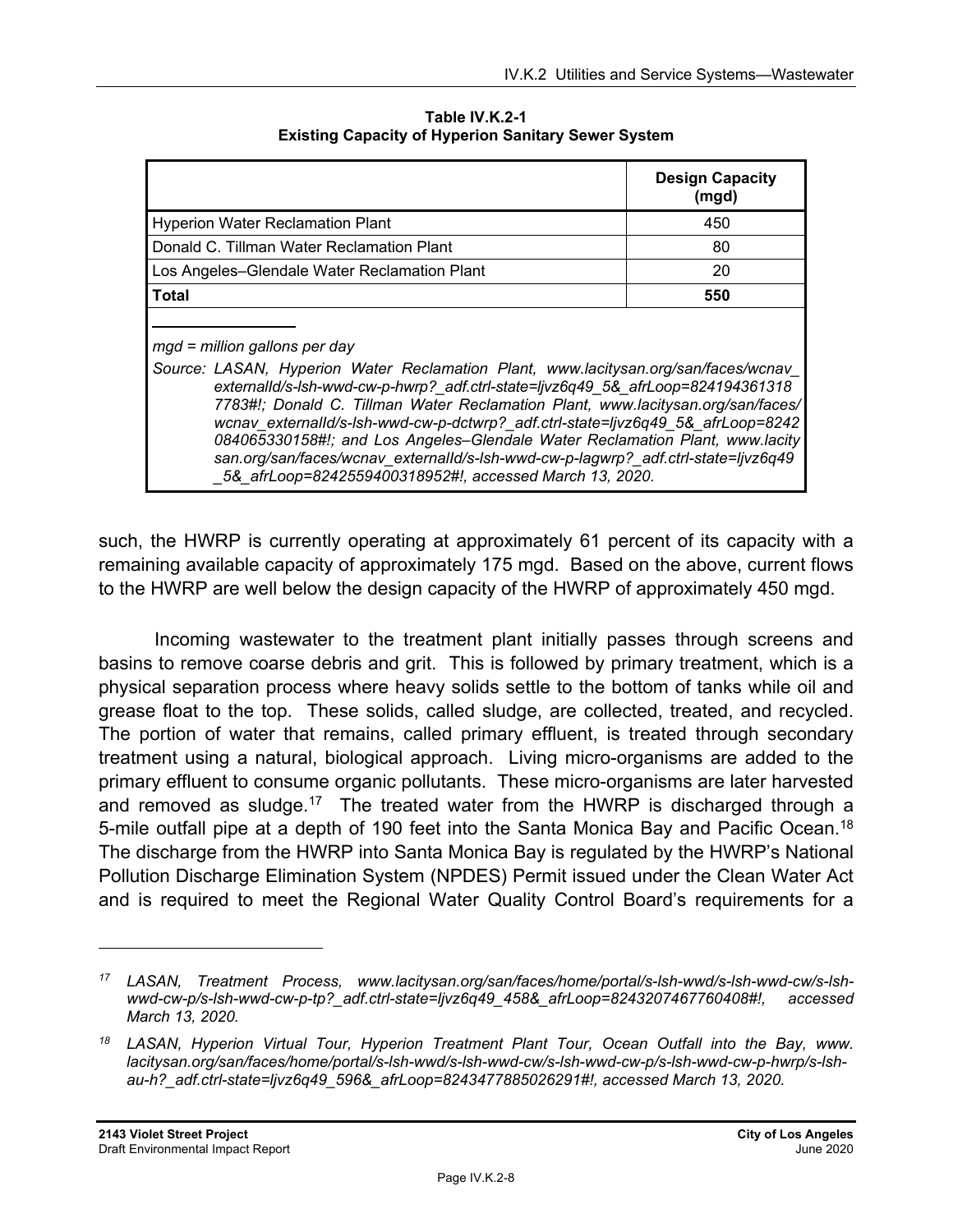**Table IV.K.2-1**
**Existing Capacity of Hyperion Sanitary Sewer System**

| | Design Capacity (mgd) |
|---|---|
| Hyperion Water Reclamation Plant | 450 |
| Donald C. Tillman Water Reclamation Plant | 80 |
| Los Angeles–Glendale Water Reclamation Plant | 20 |
| **Total** | **550** |

*mgd = million gallons per day*

*Source: LASAN, Hyperion Water Reclamation Plant, www.lacitysan.org/san/faces/wcnav_externalId/s-lsh-wwd-cw-p-hwrp?_adf.ctrl-state=ljvz6q49_5&_afrLoop=8241943613187783#!; Donald C. Tillman Water Reclamation Plant, www.lacitysan.org/san/faces/wcnav_externalId/s-lsh-wwd-cw-p-dctwrp?_adf.ctrl-state=ljvz6q49_5&_afrLoop=8242084065330158#!; and Los Angeles–Glendale Water Reclamation Plant, www.lacitysan.org/san/faces/wcnav_externalId/s-lsh-wwd-cw-p-lagwrp?_adf.ctrl-state=ljvz6q49_5&_afrLoop=8242559400318952#!, accessed March 13, 2020.*

such, the HWRP is currently operating at approximately 61 percent of its capacity with a remaining available capacity of approximately 175 mgd. Based on the above, current flows to the HWRP are well below the design capacity of the HWRP of approximately 450 mgd.

Incoming wastewater to the treatment plant initially passes through screens and basins to remove coarse debris and grit. This is followed by primary treatment, which is a physical separation process where heavy solids settle to the bottom of tanks while oil and grease float to the top. These solids, called sludge, are collected, treated, and recycled. The portion of water that remains, called primary effluent, is treated through secondary treatment using a natural, biological approach. Living micro-organisms are added to the primary effluent to consume organic pollutants. These micro-organisms are later harvested and removed as sludge.[17] The treated water from the HWRP is discharged through a 5-mile outfall pipe at a depth of 190 feet into the Santa Monica Bay and Pacific Ocean.[18] The discharge from the HWRP into Santa Monica Bay is regulated by the HWRP's National Pollution Discharge Elimination System (NPDES) Permit issued under the Clean Water Act and is required to meet the Regional Water Quality Control Board's requirements for a

---

[17] *LASAN, Treatment Process, www.lacitysan.org/san/faces/home/portal/s-lsh-wwd/s-lsh-wwd-cw/s-lsh-wwd-cw-p/s-lsh-wwd-cw-p-tp?_adf.ctrl-state=ljvz6q49_458&_afrLoop=8243207467760408#!, accessed March 13, 2020.*

[18] *LASAN, Hyperion Virtual Tour, Hyperion Treatment Plant Tour, Ocean Outfall into the Bay, www.lacitysan.org/san/faces/home/portal/s-lsh-wwd/s-lsh-wwd-cw/s-lsh-wwd-cw-p/s-lsh-wwd-cw-p-hwrp/s-lsh-au-h?_adf.ctrl-state=ljvz6q49_596&_afrLoop=8243477885026291#!, accessed March 13, 2020.*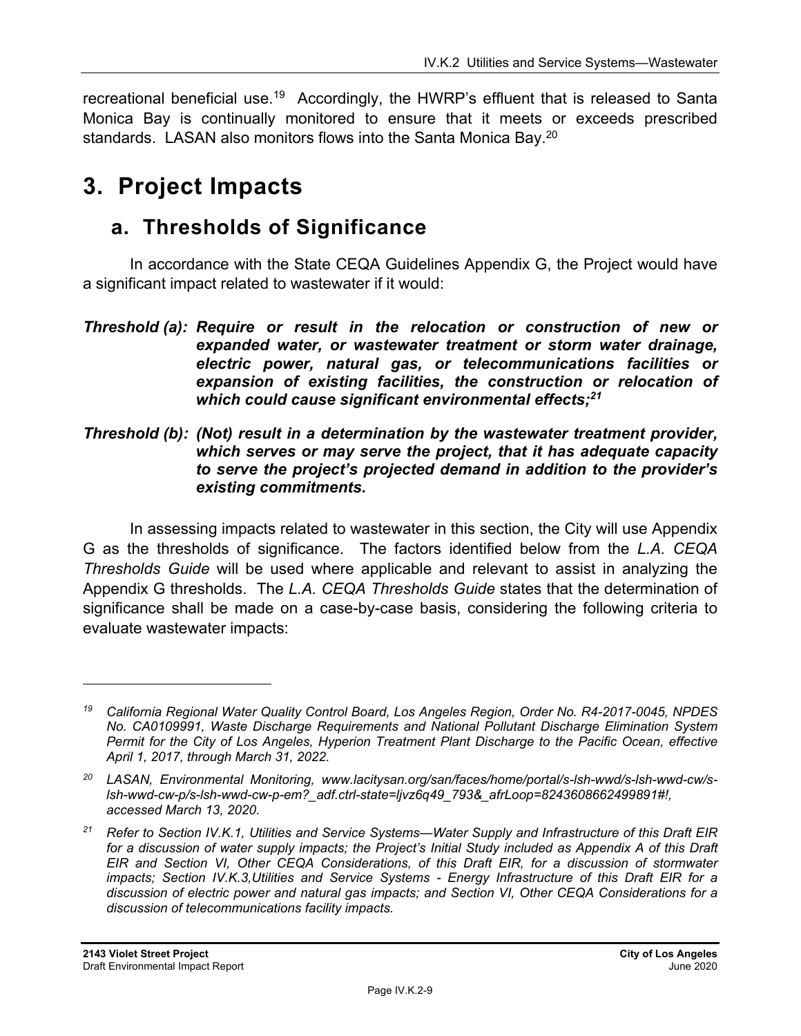recreational beneficial use.[19] Accordingly, the HWRP's effluent that is released to Santa Monica Bay is continually monitored to ensure that it meets or exceeds prescribed standards. LASAN also monitors flows into the Santa Monica Bay.[20]

# 3. Project Impacts

## a. Thresholds of Significance

In accordance with the State CEQA Guidelines Appendix G, the Project would have a significant impact related to wastewater if it would:

***Threshold (a): Require or result in the relocation or construction of new or expanded water, or wastewater treatment or storm water drainage, electric power, natural gas, or telecommunications facilities or expansion of existing facilities, the construction or relocation of which could cause significant environmental effects;[21]***

***Threshold (b): (Not) result in a determination by the wastewater treatment provider, which serves or may serve the project, that it has adequate capacity to serve the project's projected demand in addition to the provider's existing commitments.***

In assessing impacts related to wastewater in this section, the City will use Appendix G as the thresholds of significance. The factors identified below from the *L.A. CEQA Thresholds Guide* will be used where applicable and relevant to assist in analyzing the Appendix G thresholds. The *L.A. CEQA Thresholds Guide* states that the determination of significance shall be made on a case-by-case basis, considering the following criteria to evaluate wastewater impacts:

---

*[19] California Regional Water Quality Control Board, Los Angeles Region, Order No. R4-2017-0045, NPDES No. CA0109991, Waste Discharge Requirements and National Pollutant Discharge Elimination System Permit for the City of Los Angeles, Hyperion Treatment Plant Discharge to the Pacific Ocean, effective April 1, 2017, through March 31, 2022.*

*[20] LASAN, Environmental Monitoring, www.lacitysan.org/san/faces/home/portal/s-lsh-wwd/s-lsh-wwd-cw/s-lsh-wwd-cw-p/s-lsh-wwd-cw-p-em?_adf.ctrl-state=ljvz6q49_793&_afrLoop=8243608662499891#!, accessed March 13, 2020.*

*[21] Refer to Section IV.K.1, Utilities and Service Systems—Water Supply and Infrastructure of this Draft EIR for a discussion of water supply impacts; the Project's Initial Study included as Appendix A of this Draft EIR and Section VI, Other CEQA Considerations, of this Draft EIR, for a discussion of stormwater impacts; Section IV.K.3,Utilities and Service Systems - Energy Infrastructure of this Draft EIR for a discussion of electric power and natural gas impacts; and Section VI, Other CEQA Considerations for a discussion of telecommunications facility impacts.*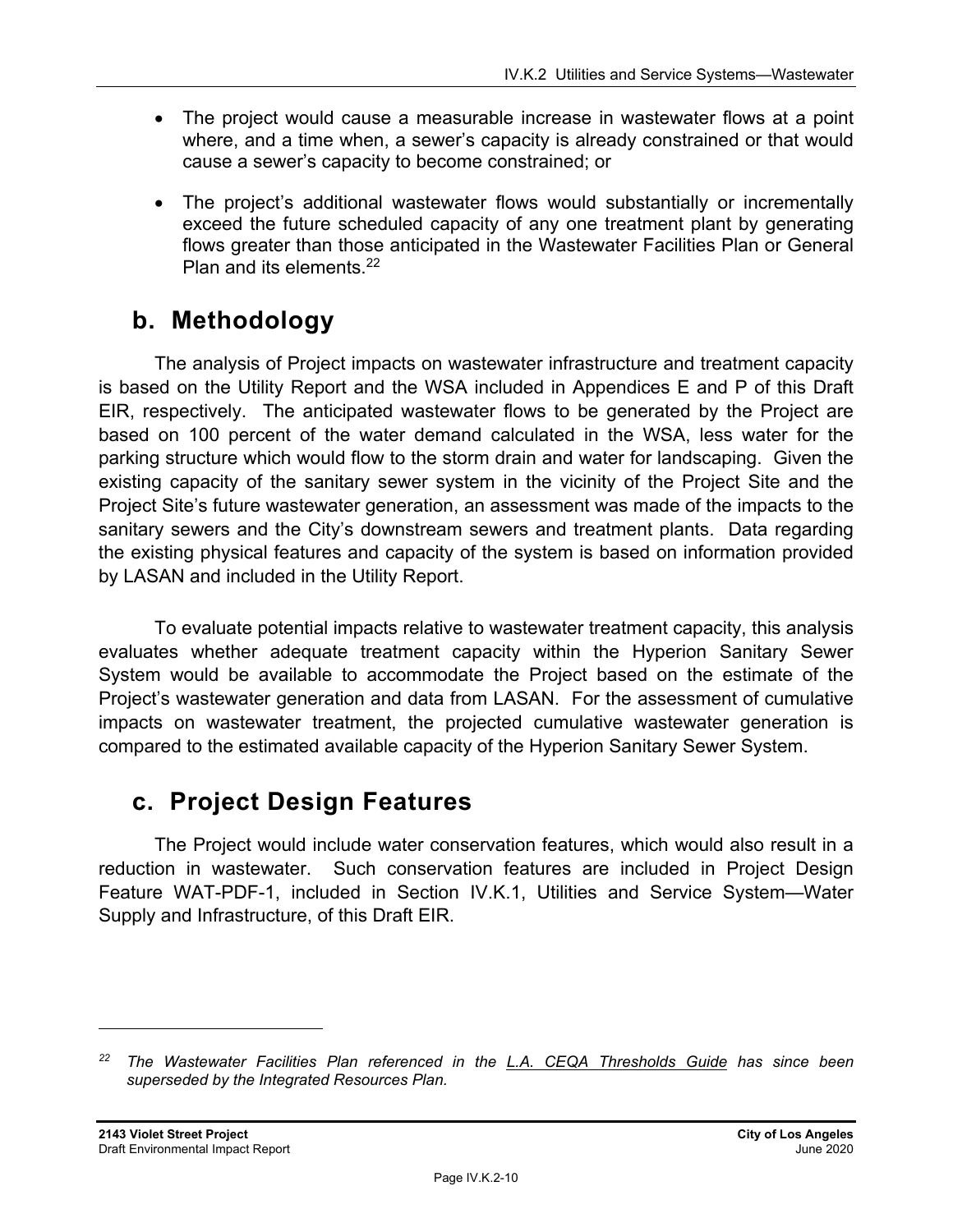- The project would cause a measurable increase in wastewater flows at a point where, and a time when, a sewer's capacity is already constrained or that would cause a sewer's capacity to become constrained; or
- The project's additional wastewater flows would substantially or incrementally exceed the future scheduled capacity of any one treatment plant by generating flows greater than those anticipated in the Wastewater Facilities Plan or General Plan and its elements.[22]

## b. Methodology

The analysis of Project impacts on wastewater infrastructure and treatment capacity is based on the Utility Report and the WSA included in Appendices E and P of this Draft EIR, respectively. The anticipated wastewater flows to be generated by the Project are based on 100 percent of the water demand calculated in the WSA, less water for the parking structure which would flow to the storm drain and water for landscaping. Given the existing capacity of the sanitary sewer system in the vicinity of the Project Site and the Project Site's future wastewater generation, an assessment was made of the impacts to the sanitary sewers and the City's downstream sewers and treatment plants. Data regarding the existing physical features and capacity of the system is based on information provided by LASAN and included in the Utility Report.

To evaluate potential impacts relative to wastewater treatment capacity, this analysis evaluates whether adequate treatment capacity within the Hyperion Sanitary Sewer System would be available to accommodate the Project based on the estimate of the Project's wastewater generation and data from LASAN. For the assessment of cumulative impacts on wastewater treatment, the projected cumulative wastewater generation is compared to the estimated available capacity of the Hyperion Sanitary Sewer System.

## c. Project Design Features

The Project would include water conservation features, which would also result in a reduction in wastewater. Such conservation features are included in Project Design Feature WAT-PDF-1, included in Section IV.K.1, Utilities and Service System—Water Supply and Infrastructure, of this Draft EIR.

---

[22] *The Wastewater Facilities Plan referenced in the L.A. CEQA Thresholds Guide has since been superseded by the Integrated Resources Plan.*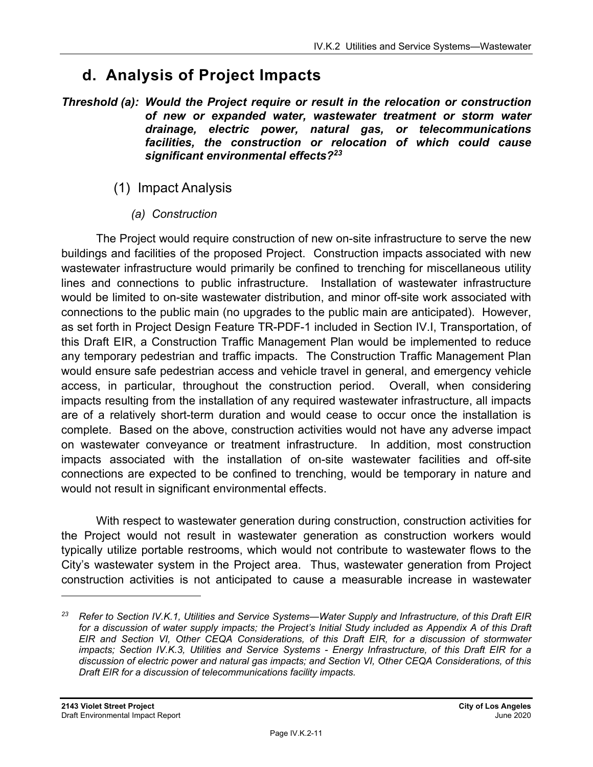## d. Analysis of Project Impacts

***Threshold (a): Would the Project require or result in the relocation or construction of new or expanded water, wastewater treatment or storm water drainage, electric power, natural gas, or telecommunications facilities, the construction or relocation of which could cause significant environmental effects?[23]***

### (1) Impact Analysis

#### *(a) Construction*

The Project would require construction of new on-site infrastructure to serve the new buildings and facilities of the proposed Project. Construction impacts associated with new wastewater infrastructure would primarily be confined to trenching for miscellaneous utility lines and connections to public infrastructure. Installation of wastewater infrastructure would be limited to on-site wastewater distribution, and minor off-site work associated with connections to the public main (no upgrades to the public main are anticipated). However, as set forth in Project Design Feature TR-PDF-1 included in Section IV.I, Transportation, of this Draft EIR, a Construction Traffic Management Plan would be implemented to reduce any temporary pedestrian and traffic impacts. The Construction Traffic Management Plan would ensure safe pedestrian access and vehicle travel in general, and emergency vehicle access, in particular, throughout the construction period. Overall, when considering impacts resulting from the installation of any required wastewater infrastructure, all impacts are of a relatively short-term duration and would cease to occur once the installation is complete. Based on the above, construction activities would not have any adverse impact on wastewater conveyance or treatment infrastructure. In addition, most construction impacts associated with the installation of on-site wastewater facilities and off-site connections are expected to be confined to trenching, would be temporary in nature and would not result in significant environmental effects.

With respect to wastewater generation during construction, construction activities for the Project would not result in wastewater generation as construction workers would typically utilize portable restrooms, which would not contribute to wastewater flows to the City's wastewater system in the Project area. Thus, wastewater generation from Project construction activities is not anticipated to cause a measurable increase in wastewater

---

[23] *Refer to Section IV.K.1, Utilities and Service Systems—Water Supply and Infrastructure, of this Draft EIR for a discussion of water supply impacts; the Project's Initial Study included as Appendix A of this Draft EIR and Section VI, Other CEQA Considerations, of this Draft EIR, for a discussion of stormwater impacts; Section IV.K.3, Utilities and Service Systems - Energy Infrastructure, of this Draft EIR for a discussion of electric power and natural gas impacts; and Section VI, Other CEQA Considerations, of this Draft EIR for a discussion of telecommunications facility impacts.*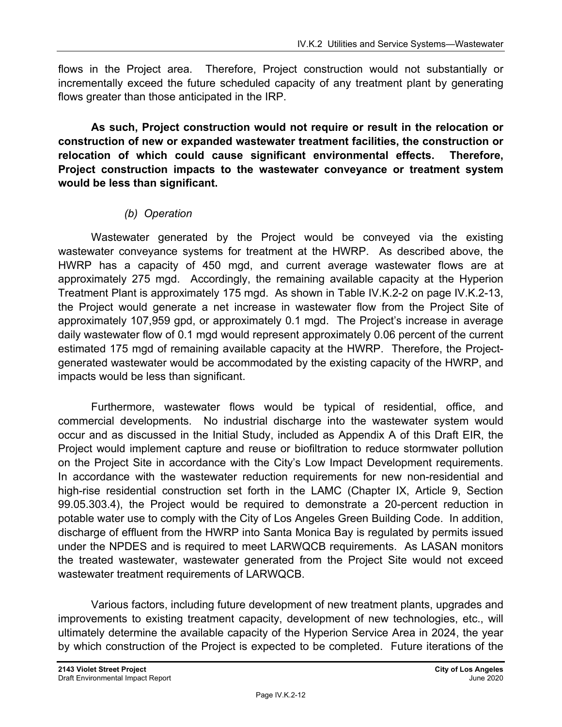flows in the Project area. Therefore, Project construction would not substantially or incrementally exceed the future scheduled capacity of any treatment plant by generating flows greater than those anticipated in the IRP.

**As such, Project construction would not require or result in the relocation or construction of new or expanded wastewater treatment facilities, the construction or relocation of which could cause significant environmental effects. Therefore, Project construction impacts to the wastewater conveyance or treatment system would be less than significant.**

*(b) Operation*

Wastewater generated by the Project would be conveyed via the existing wastewater conveyance systems for treatment at the HWRP. As described above, the HWRP has a capacity of 450 mgd, and current average wastewater flows are at approximately 275 mgd. Accordingly, the remaining available capacity at the Hyperion Treatment Plant is approximately 175 mgd. As shown in Table IV.K.2-2 on page IV.K.2-13, the Project would generate a net increase in wastewater flow from the Project Site of approximately 107,959 gpd, or approximately 0.1 mgd. The Project's increase in average daily wastewater flow of 0.1 mgd would represent approximately 0.06 percent of the current estimated 175 mgd of remaining available capacity at the HWRP. Therefore, the Project-generated wastewater would be accommodated by the existing capacity of the HWRP, and impacts would be less than significant.

Furthermore, wastewater flows would be typical of residential, office, and commercial developments. No industrial discharge into the wastewater system would occur and as discussed in the Initial Study, included as Appendix A of this Draft EIR, the Project would implement capture and reuse or biofiltration to reduce stormwater pollution on the Project Site in accordance with the City's Low Impact Development requirements. In accordance with the wastewater reduction requirements for new non-residential and high-rise residential construction set forth in the LAMC (Chapter IX, Article 9, Section 99.05.303.4), the Project would be required to demonstrate a 20-percent reduction in potable water use to comply with the City of Los Angeles Green Building Code. In addition, discharge of effluent from the HWRP into Santa Monica Bay is regulated by permits issued under the NPDES and is required to meet LARWQCB requirements. As LASAN monitors the treated wastewater, wastewater generated from the Project Site would not exceed wastewater treatment requirements of LARWQCB.

Various factors, including future development of new treatment plants, upgrades and improvements to existing treatment capacity, development of new technologies, etc., will ultimately determine the available capacity of the Hyperion Service Area in 2024, the year by which construction of the Project is expected to be completed. Future iterations of the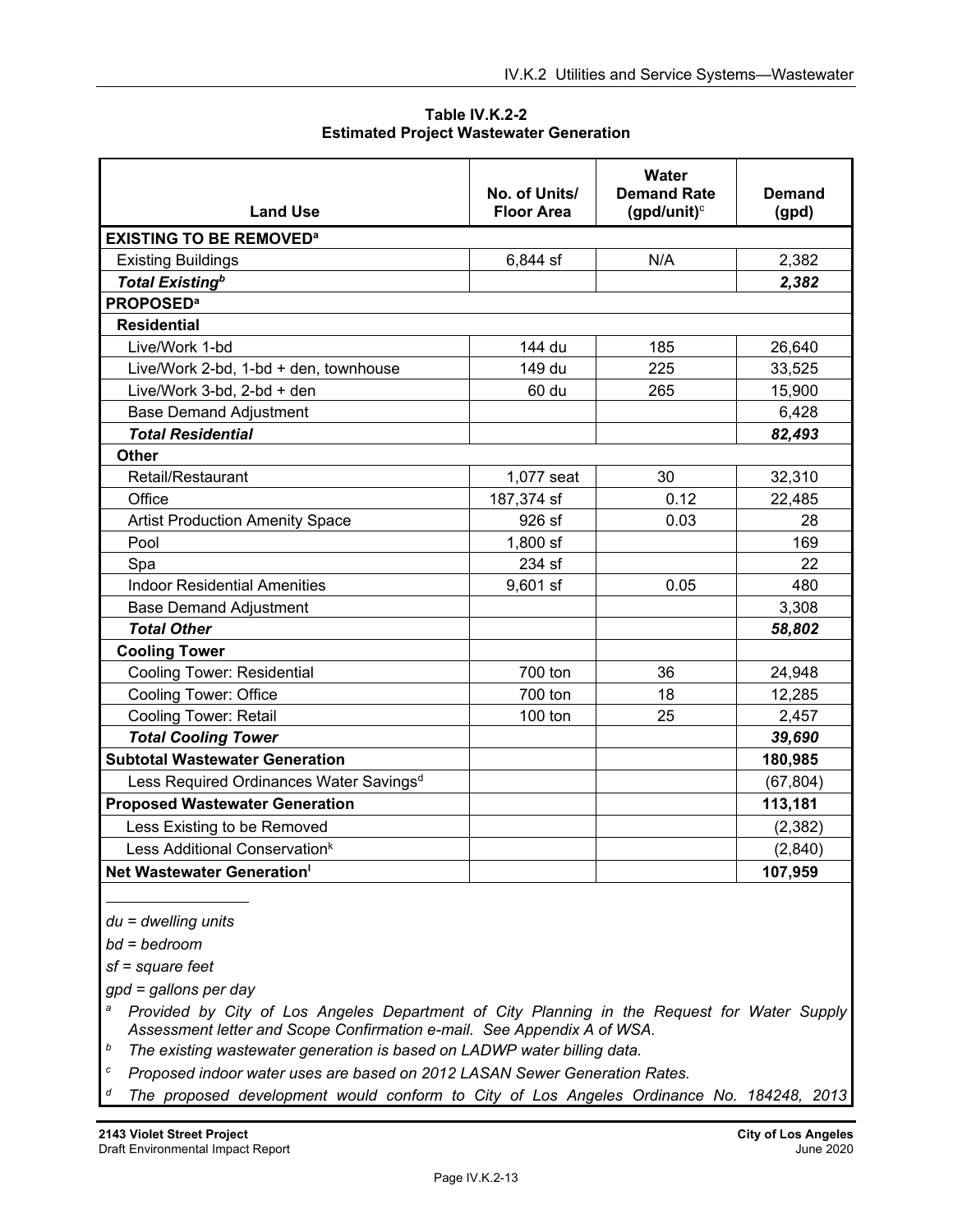**Table IV.K.2-2**
**Estimated Project Wastewater Generation**

| Land Use | No. of Units/ Floor Area | Water Demand Rate (gpd/unit)[c] | Demand (gpd) |
|---|---|---|---|
| **EXISTING TO BE REMOVED**[a] | | | |
| Existing Buildings | 6,844 sf | N/A | 2,382 |
| ***Total Existing***[b] | | | ***2,382*** |
| **PROPOSED**[a] | | | |
| **Residential** | | | |
| Live/Work 1-bd | 144 du | 185 | 26,640 |
| Live/Work 2-bd, 1-bd + den, townhouse | 149 du | 225 | 33,525 |
| Live/Work 3-bd, 2-bd + den | 60 du | 265 | 15,900 |
| Base Demand Adjustment | | | 6,428 |
| ***Total Residential*** | | | ***82,493*** |
| **Other** | | | |
| Retail/Restaurant | 1,077 seat | 30 | 32,310 |
| Office | 187,374 sf | 0.12 | 22,485 |
| Artist Production Amenity Space | 926 sf | 0.03 | 28 |
| Pool | 1,800 sf | | 169 |
| Spa | 234 sf | | 22 |
| Indoor Residential Amenities | 9,601 sf | 0.05 | 480 |
| Base Demand Adjustment | | | 3,308 |
| ***Total Other*** | | | ***58,802*** |
| **Cooling Tower** | | | |
| Cooling Tower: Residential | 700 ton | 36 | 24,948 |
| Cooling Tower: Office | 700 ton | 18 | 12,285 |
| Cooling Tower: Retail | 100 ton | 25 | 2,457 |
| ***Total Cooling Tower*** | | | ***39,690*** |
| **Subtotal Wastewater Generation** | | | **180,985** |
| Less Required Ordinances Water Savings[d] | | | (67,804) |
| **Proposed Wastewater Generation** | | | **113,181** |
| Less Existing to be Removed | | | (2,382) |
| Less Additional Conservation[k] | | | (2,840) |
| **Net Wastewater Generation**[l] | | | **107,959** |

*du = dwelling units*

*bd = bedroom*

*sf = square feet*

*gpd = gallons per day*

[a] *Provided by City of Los Angeles Department of City Planning in the Request for Water Supply Assessment letter and Scope Confirmation e-mail. See Appendix A of WSA.*

[b] *The existing wastewater generation is based on LADWP water billing data.*

[c] *Proposed indoor water uses are based on 2012 LASAN Sewer Generation Rates.*

[d] *The proposed development would conform to City of Los Angeles Ordinance No. 184248, 2013*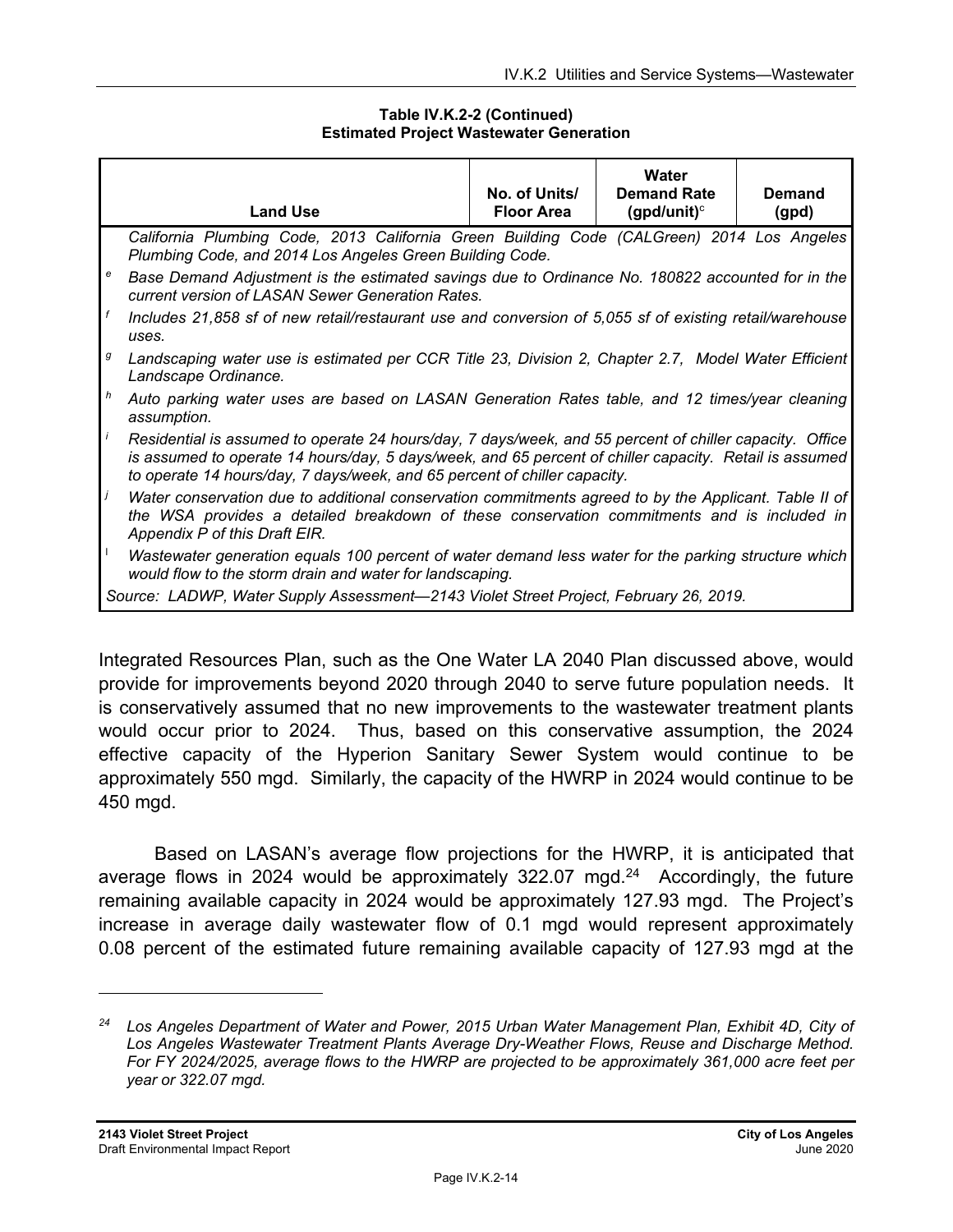**Table IV.K.2-2 (Continued)**
**Estimated Project Wastewater Generation**

| Land Use | No. of Units/ Floor Area | Water Demand Rate (gpd/unit)[c] | Demand (gpd) |
|---|---|---|---|

*California Plumbing Code, 2013 California Green Building Code (CALGreen) 2014 Los Angeles Plumbing Code, and 2014 Los Angeles Green Building Code.*

[e] *Base Demand Adjustment is the estimated savings due to Ordinance No. 180822 accounted for in the current version of LASAN Sewer Generation Rates.*

[f] *Includes 21,858 sf of new retail/restaurant use and conversion of 5,055 sf of existing retail/warehouse uses.*

[g] *Landscaping water use is estimated per CCR Title 23, Division 2, Chapter 2.7, Model Water Efficient Landscape Ordinance.*

[h] *Auto parking water uses are based on LASAN Generation Rates table, and 12 times/year cleaning assumption.*

[i] *Residential is assumed to operate 24 hours/day, 7 days/week, and 55 percent of chiller capacity. Office is assumed to operate 14 hours/day, 5 days/week, and 65 percent of chiller capacity. Retail is assumed to operate 14 hours/day, 7 days/week, and 65 percent of chiller capacity.*

[j] *Water conservation due to additional conservation commitments agreed to by the Applicant. Table II of the WSA provides a detailed breakdown of these conservation commitments and is included in Appendix P of this Draft EIR.*

[l] *Wastewater generation equals 100 percent of water demand less water for the parking structure which would flow to the storm drain and water for landscaping.*

*Source: LADWP, Water Supply Assessment—2143 Violet Street Project, February 26, 2019.*

Integrated Resources Plan, such as the One Water LA 2040 Plan discussed above, would provide for improvements beyond 2020 through 2040 to serve future population needs. It is conservatively assumed that no new improvements to the wastewater treatment plants would occur prior to 2024. Thus, based on this conservative assumption, the 2024 effective capacity of the Hyperion Sanitary Sewer System would continue to be approximately 550 mgd. Similarly, the capacity of the HWRP in 2024 would continue to be 450 mgd.

Based on LASAN's average flow projections for the HWRP, it is anticipated that average flows in 2024 would be approximately 322.07 mgd.[24] Accordingly, the future remaining available capacity in 2024 would be approximately 127.93 mgd. The Project's increase in average daily wastewater flow of 0.1 mgd would represent approximately 0.08 percent of the estimated future remaining available capacity of 127.93 mgd at the

[24] *Los Angeles Department of Water and Power, 2015 Urban Water Management Plan, Exhibit 4D, City of Los Angeles Wastewater Treatment Plants Average Dry-Weather Flows, Reuse and Discharge Method. For FY 2024/2025, average flows to the HWRP are projected to be approximately 361,000 acre feet per year or 322.07 mgd.*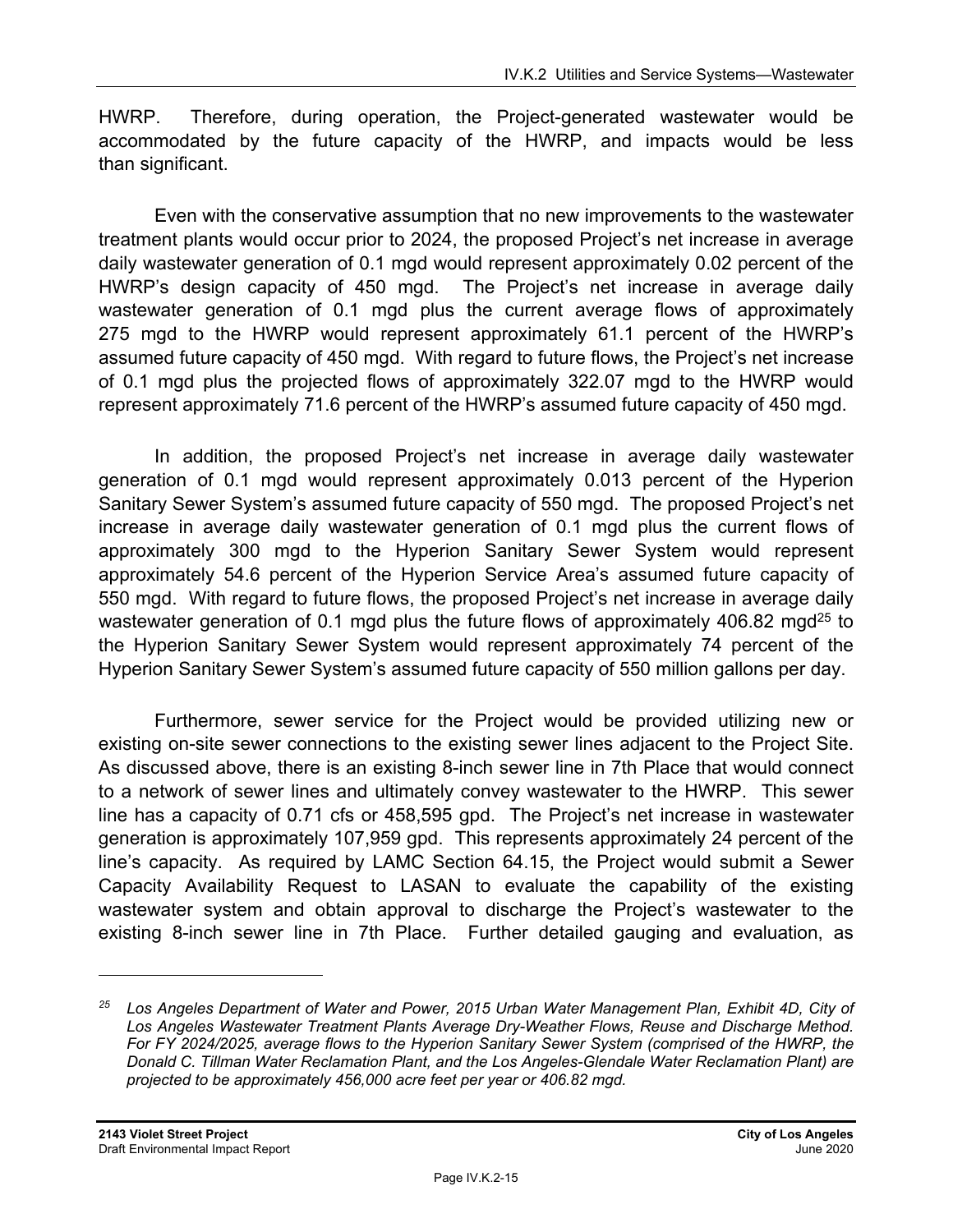HWRP. Therefore, during operation, the Project-generated wastewater would be accommodated by the future capacity of the HWRP, and impacts would be less than significant.

Even with the conservative assumption that no new improvements to the wastewater treatment plants would occur prior to 2024, the proposed Project's net increase in average daily wastewater generation of 0.1 mgd would represent approximately 0.02 percent of the HWRP's design capacity of 450 mgd. The Project's net increase in average daily wastewater generation of 0.1 mgd plus the current average flows of approximately 275 mgd to the HWRP would represent approximately 61.1 percent of the HWRP's assumed future capacity of 450 mgd. With regard to future flows, the Project's net increase of 0.1 mgd plus the projected flows of approximately 322.07 mgd to the HWRP would represent approximately 71.6 percent of the HWRP's assumed future capacity of 450 mgd.

In addition, the proposed Project's net increase in average daily wastewater generation of 0.1 mgd would represent approximately 0.013 percent of the Hyperion Sanitary Sewer System's assumed future capacity of 550 mgd. The proposed Project's net increase in average daily wastewater generation of 0.1 mgd plus the current flows of approximately 300 mgd to the Hyperion Sanitary Sewer System would represent approximately 54.6 percent of the Hyperion Service Area's assumed future capacity of 550 mgd. With regard to future flows, the proposed Project's net increase in average daily wastewater generation of 0.1 mgd plus the future flows of approximately 406.82 mgd[25] to the Hyperion Sanitary Sewer System would represent approximately 74 percent of the Hyperion Sanitary Sewer System's assumed future capacity of 550 million gallons per day.

Furthermore, sewer service for the Project would be provided utilizing new or existing on-site sewer connections to the existing sewer lines adjacent to the Project Site. As discussed above, there is an existing 8-inch sewer line in 7th Place that would connect to a network of sewer lines and ultimately convey wastewater to the HWRP. This sewer line has a capacity of 0.71 cfs or 458,595 gpd. The Project's net increase in wastewater generation is approximately 107,959 gpd. This represents approximately 24 percent of the line's capacity. As required by LAMC Section 64.15, the Project would submit a Sewer Capacity Availability Request to LASAN to evaluate the capability of the existing wastewater system and obtain approval to discharge the Project's wastewater to the existing 8-inch sewer line in 7th Place. Further detailed gauging and evaluation, as

---

[25] *Los Angeles Department of Water and Power, 2015 Urban Water Management Plan, Exhibit 4D, City of Los Angeles Wastewater Treatment Plants Average Dry-Weather Flows, Reuse and Discharge Method. For FY 2024/2025, average flows to the Hyperion Sanitary Sewer System (comprised of the HWRP, the Donald C. Tillman Water Reclamation Plant, and the Los Angeles-Glendale Water Reclamation Plant) are projected to be approximately 456,000 acre feet per year or 406.82 mgd.*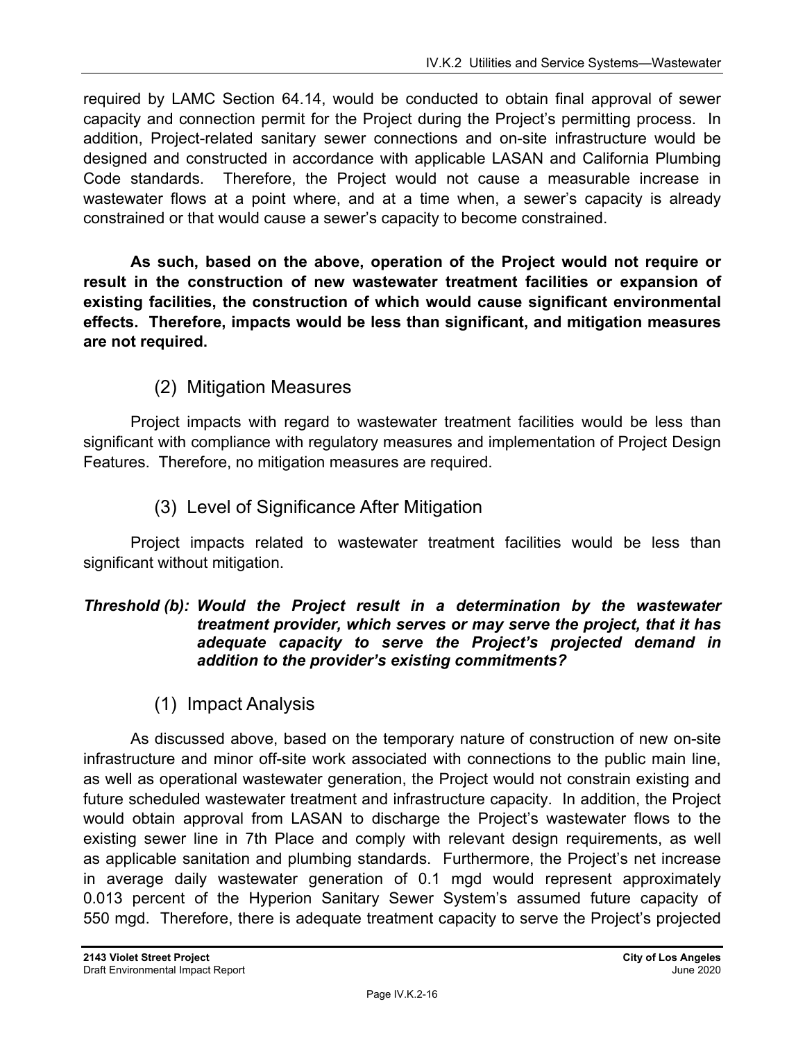required by LAMC Section 64.14, would be conducted to obtain final approval of sewer capacity and connection permit for the Project during the Project's permitting process. In addition, Project-related sanitary sewer connections and on-site infrastructure would be designed and constructed in accordance with applicable LASAN and California Plumbing Code standards. Therefore, the Project would not cause a measurable increase in wastewater flows at a point where, and at a time when, a sewer's capacity is already constrained or that would cause a sewer's capacity to become constrained.

**As such, based on the above, operation of the Project would not require or result in the construction of new wastewater treatment facilities or expansion of existing facilities, the construction of which would cause significant environmental effects. Therefore, impacts would be less than significant, and mitigation measures are not required.**

### (2) Mitigation Measures

Project impacts with regard to wastewater treatment facilities would be less than significant with compliance with regulatory measures and implementation of Project Design Features. Therefore, no mitigation measures are required.

### (3) Level of Significance After Mitigation

Project impacts related to wastewater treatment facilities would be less than significant without mitigation.

***Threshold (b): Would the Project result in a determination by the wastewater treatment provider, which serves or may serve the project, that it has adequate capacity to serve the Project's projected demand in addition to the provider's existing commitments?***

### (1) Impact Analysis

As discussed above, based on the temporary nature of construction of new on-site infrastructure and minor off-site work associated with connections to the public main line, as well as operational wastewater generation, the Project would not constrain existing and future scheduled wastewater treatment and infrastructure capacity. In addition, the Project would obtain approval from LASAN to discharge the Project's wastewater flows to the existing sewer line in 7th Place and comply with relevant design requirements, as well as applicable sanitation and plumbing standards. Furthermore, the Project's net increase in average daily wastewater generation of 0.1 mgd would represent approximately 0.013 percent of the Hyperion Sanitary Sewer System's assumed future capacity of 550 mgd. Therefore, there is adequate treatment capacity to serve the Project's projected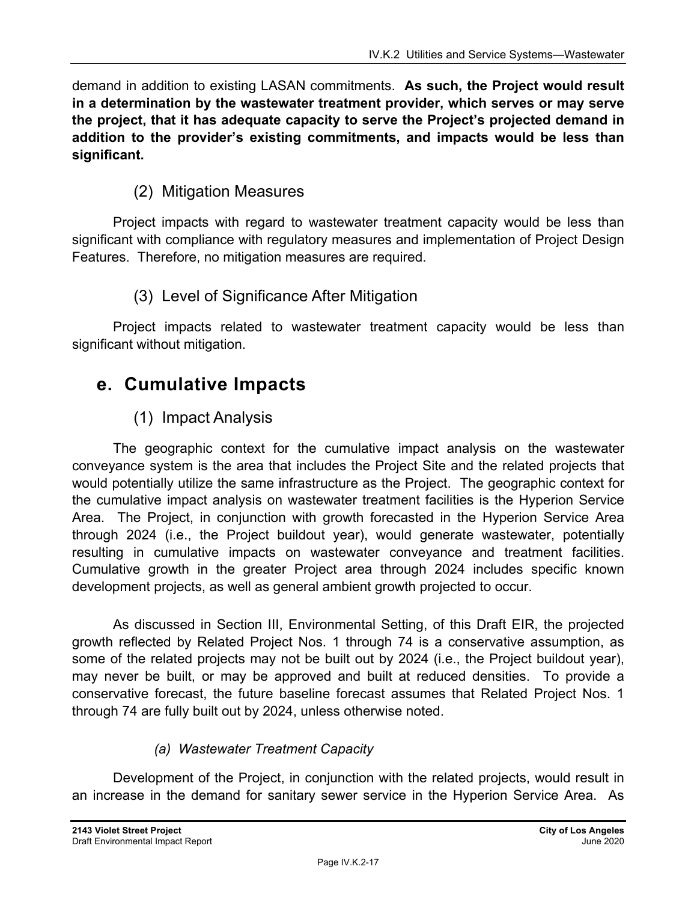demand in addition to existing LASAN commitments. **As such, the Project would result in a determination by the wastewater treatment provider, which serves or may serve the project, that it has adequate capacity to serve the Project's projected demand in addition to the provider's existing commitments, and impacts would be less than significant.**

### (2) Mitigation Measures

Project impacts with regard to wastewater treatment capacity would be less than significant with compliance with regulatory measures and implementation of Project Design Features. Therefore, no mitigation measures are required.

### (3) Level of Significance After Mitigation

Project impacts related to wastewater treatment capacity would be less than significant without mitigation.

## e. Cumulative Impacts

### (1) Impact Analysis

The geographic context for the cumulative impact analysis on the wastewater conveyance system is the area that includes the Project Site and the related projects that would potentially utilize the same infrastructure as the Project. The geographic context for the cumulative impact analysis on wastewater treatment facilities is the Hyperion Service Area. The Project, in conjunction with growth forecasted in the Hyperion Service Area through 2024 (i.e., the Project buildout year), would generate wastewater, potentially resulting in cumulative impacts on wastewater conveyance and treatment facilities. Cumulative growth in the greater Project area through 2024 includes specific known development projects, as well as general ambient growth projected to occur.

As discussed in Section III, Environmental Setting, of this Draft EIR, the projected growth reflected by Related Project Nos. 1 through 74 is a conservative assumption, as some of the related projects may not be built out by 2024 (i.e., the Project buildout year), may never be built, or may be approved and built at reduced densities. To provide a conservative forecast, the future baseline forecast assumes that Related Project Nos. 1 through 74 are fully built out by 2024, unless otherwise noted.

#### *(a) Wastewater Treatment Capacity*

Development of the Project, in conjunction with the related projects, would result in an increase in the demand for sanitary sewer service in the Hyperion Service Area. As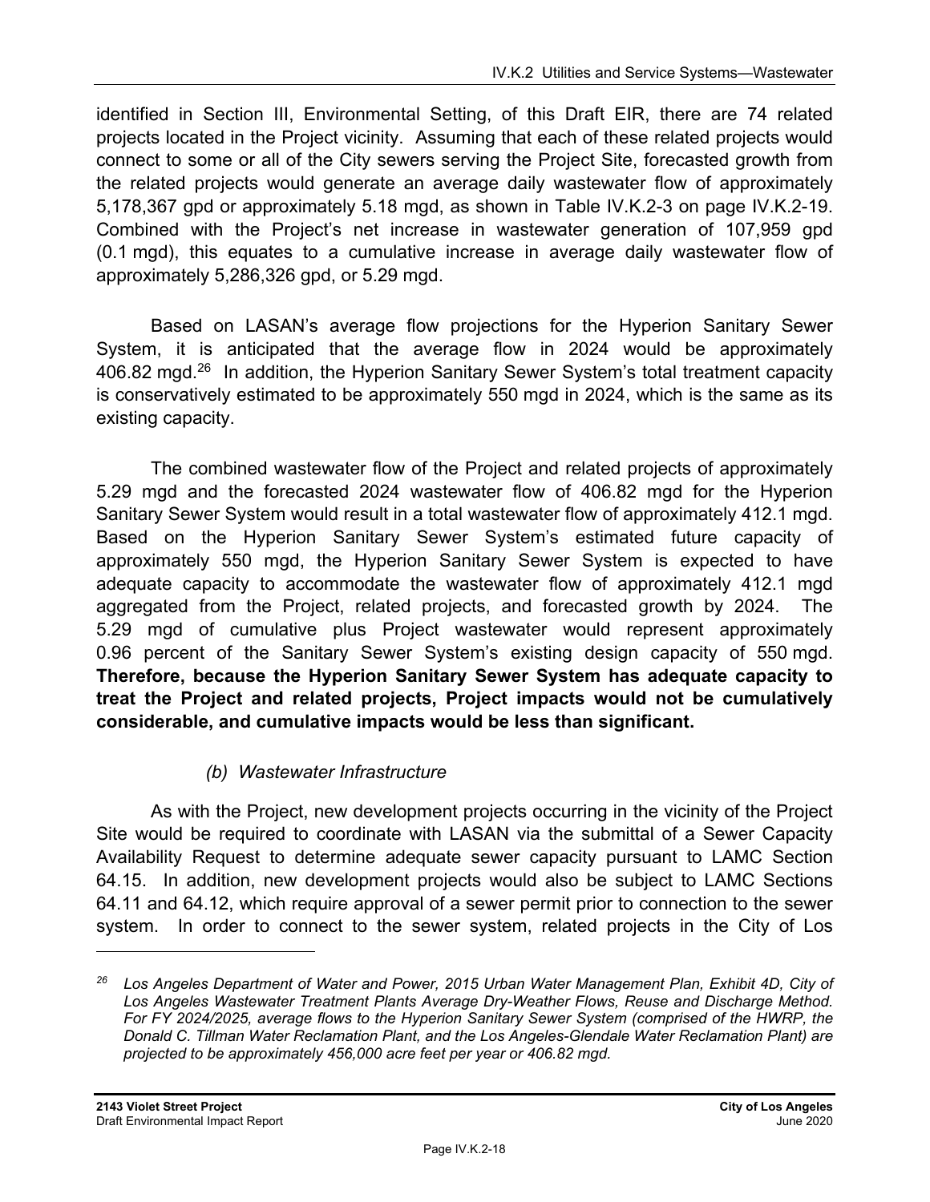identified in Section III, Environmental Setting, of this Draft EIR, there are 74 related projects located in the Project vicinity. Assuming that each of these related projects would connect to some or all of the City sewers serving the Project Site, forecasted growth from the related projects would generate an average daily wastewater flow of approximately 5,178,367 gpd or approximately 5.18 mgd, as shown in Table IV.K.2-3 on page IV.K.2-19. Combined with the Project's net increase in wastewater generation of 107,959 gpd (0.1 mgd), this equates to a cumulative increase in average daily wastewater flow of approximately 5,286,326 gpd, or 5.29 mgd.

Based on LASAN's average flow projections for the Hyperion Sanitary Sewer System, it is anticipated that the average flow in 2024 would be approximately 406.82 mgd.[26] In addition, the Hyperion Sanitary Sewer System's total treatment capacity is conservatively estimated to be approximately 550 mgd in 2024, which is the same as its existing capacity.

The combined wastewater flow of the Project and related projects of approximately 5.29 mgd and the forecasted 2024 wastewater flow of 406.82 mgd for the Hyperion Sanitary Sewer System would result in a total wastewater flow of approximately 412.1 mgd. Based on the Hyperion Sanitary Sewer System's estimated future capacity of approximately 550 mgd, the Hyperion Sanitary Sewer System is expected to have adequate capacity to accommodate the wastewater flow of approximately 412.1 mgd aggregated from the Project, related projects, and forecasted growth by 2024. The 5.29 mgd of cumulative plus Project wastewater would represent approximately 0.96 percent of the Sanitary Sewer System's existing design capacity of 550 mgd. **Therefore, because the Hyperion Sanitary Sewer System has adequate capacity to treat the Project and related projects, Project impacts would not be cumulatively considerable, and cumulative impacts would be less than significant.**

*(b) Wastewater Infrastructure*

As with the Project, new development projects occurring in the vicinity of the Project Site would be required to coordinate with LASAN via the submittal of a Sewer Capacity Availability Request to determine adequate sewer capacity pursuant to LAMC Section 64.15. In addition, new development projects would also be subject to LAMC Sections 64.11 and 64.12, which require approval of a sewer permit prior to connection to the sewer system. In order to connect to the sewer system, related projects in the City of Los

---

[26] *Los Angeles Department of Water and Power, 2015 Urban Water Management Plan, Exhibit 4D, City of Los Angeles Wastewater Treatment Plants Average Dry-Weather Flows, Reuse and Discharge Method. For FY 2024/2025, average flows to the Hyperion Sanitary Sewer System (comprised of the HWRP, the Donald C. Tillman Water Reclamation Plant, and the Los Angeles-Glendale Water Reclamation Plant) are projected to be approximately 456,000 acre feet per year or 406.82 mgd.*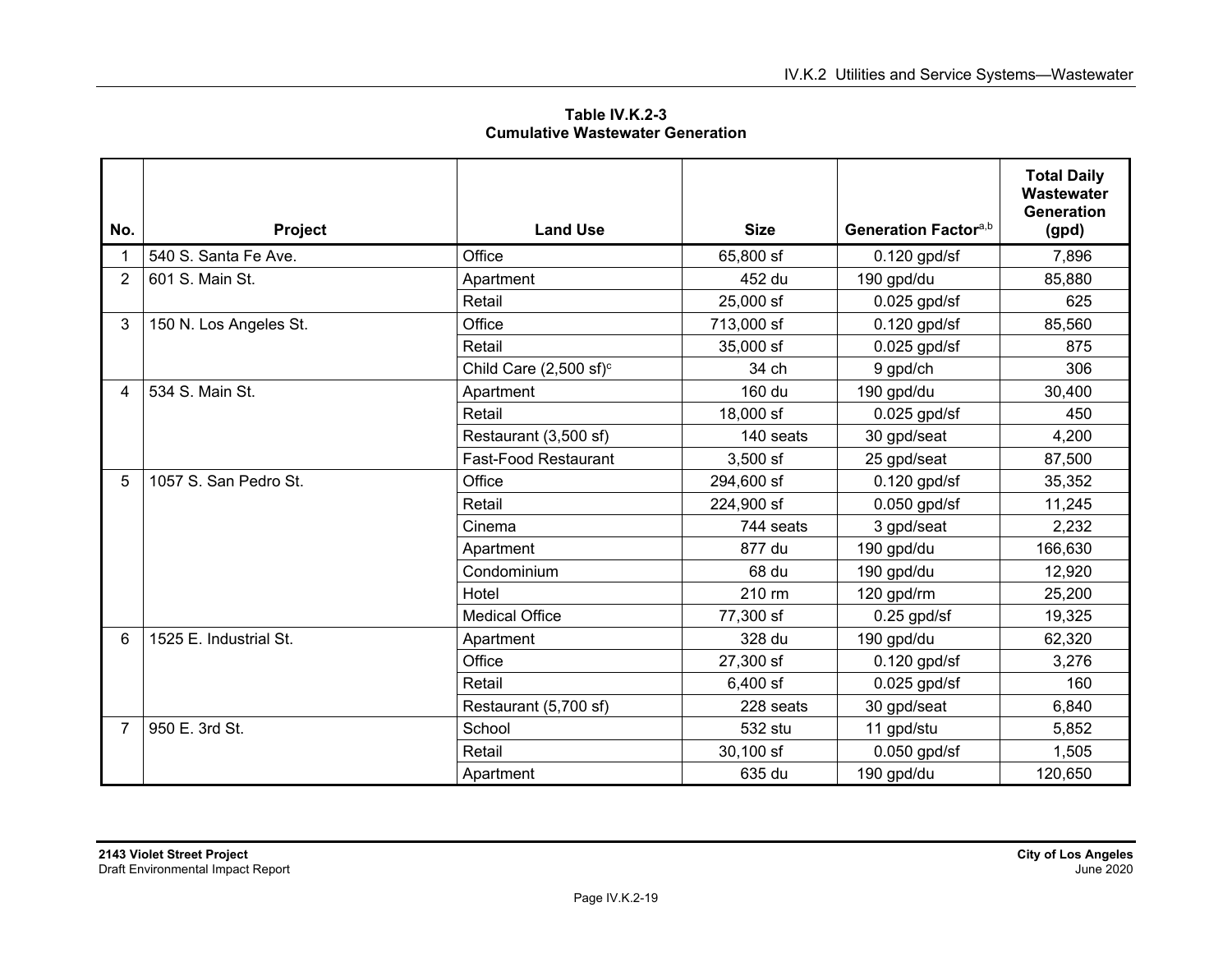**Table IV.K.2-3**
**Cumulative Wastewater Generation**

| No. | Project | Land Use | Size | Generation Factor[a,b] | Total Daily Wastewater Generation (gpd) |
|---|---|---|---|---|---|
| 1 | 540 S. Santa Fe Ave. | Office | 65,800 sf | 0.120 gpd/sf | 7,896 |
| 2 | 601 S. Main St. | Apartment | 452 du | 190 gpd/du | 85,880 |
| | | Retail | 25,000 sf | 0.025 gpd/sf | 625 |
| 3 | 150 N. Los Angeles St. | Office | 713,000 sf | 0.120 gpd/sf | 85,560 |
| | | Retail | 35,000 sf | 0.025 gpd/sf | 875 |
| | | Child Care (2,500 sf)[c] | 34 ch | 9 gpd/ch | 306 |
| 4 | 534 S. Main St. | Apartment | 160 du | 190 gpd/du | 30,400 |
| | | Retail | 18,000 sf | 0.025 gpd/sf | 450 |
| | | Restaurant (3,500 sf) | 140 seats | 30 gpd/seat | 4,200 |
| | | Fast-Food Restaurant | 3,500 sf | 25 gpd/seat | 87,500 |
| 5 | 1057 S. San Pedro St. | Office | 294,600 sf | 0.120 gpd/sf | 35,352 |
| | | Retail | 224,900 sf | 0.050 gpd/sf | 11,245 |
| | | Cinema | 744 seats | 3 gpd/seat | 2,232 |
| | | Apartment | 877 du | 190 gpd/du | 166,630 |
| | | Condominium | 68 du | 190 gpd/du | 12,920 |
| | | Hotel | 210 rm | 120 gpd/rm | 25,200 |
| | | Medical Office | 77,300 sf | 0.25 gpd/sf | 19,325 |
| 6 | 1525 E. Industrial St. | Apartment | 328 du | 190 gpd/du | 62,320 |
| | | Office | 27,300 sf | 0.120 gpd/sf | 3,276 |
| | | Retail | 6,400 sf | 0.025 gpd/sf | 160 |
| | | Restaurant (5,700 sf) | 228 seats | 30 gpd/seat | 6,840 |
| 7 | 950 E. 3rd St. | School | 532 stu | 11 gpd/stu | 5,852 |
| | | Retail | 30,100 sf | 0.050 gpd/sf | 1,505 |
| | | Apartment | 635 du | 190 gpd/du | 120,650 |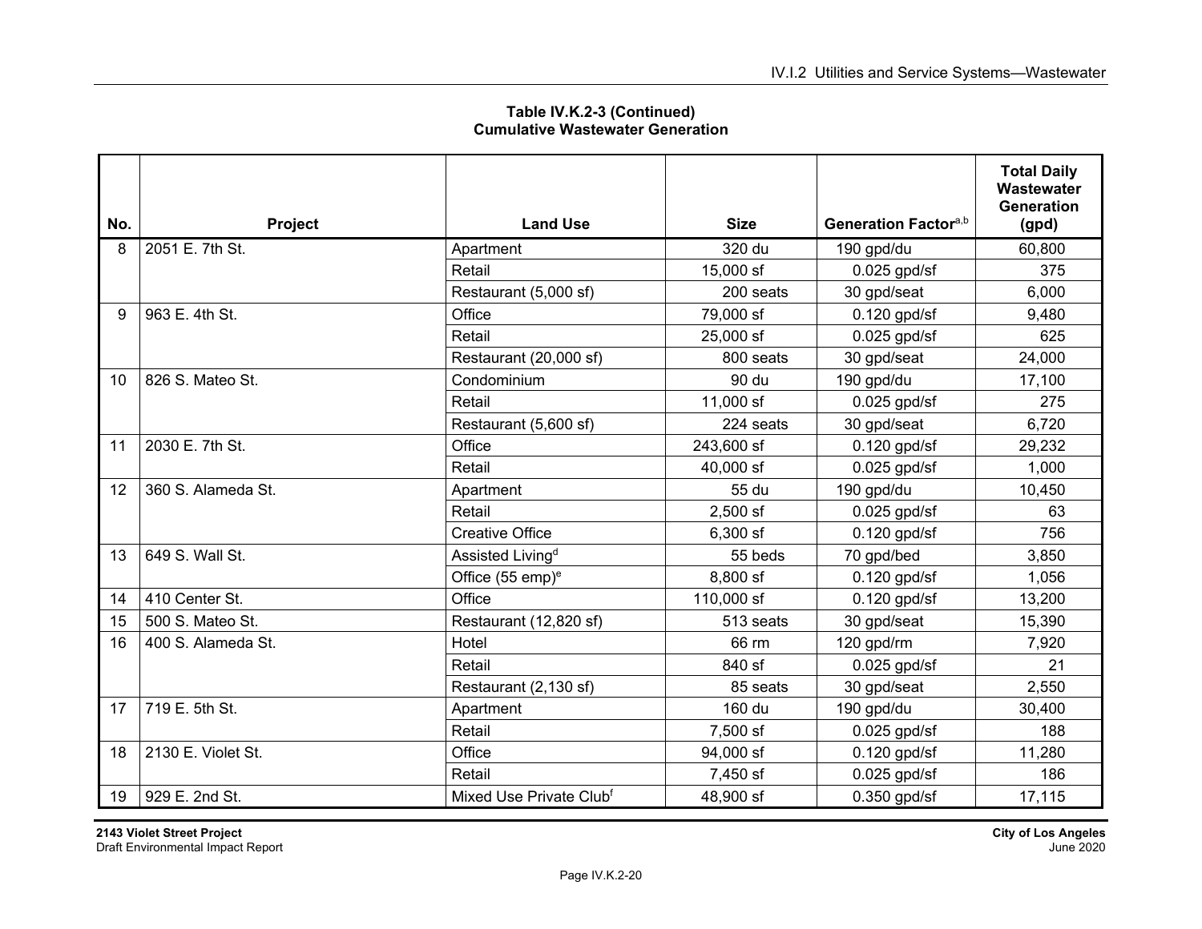**Table IV.K.2-3 (Continued)**
**Cumulative Wastewater Generation**

| No. | Project | Land Use | Size | Generation Factor[a,b] | Total Daily Wastewater Generation (gpd) |
|---|---|---|---|---|---|
| 8 | 2051 E. 7th St. | Apartment | 320 du | 190 gpd/du | 60,800 |
| | | Retail | 15,000 sf | 0.025 gpd/sf | 375 |
| | | Restaurant (5,000 sf) | 200 seats | 30 gpd/seat | 6,000 |
| 9 | 963 E. 4th St. | Office | 79,000 sf | 0.120 gpd/sf | 9,480 |
| | | Retail | 25,000 sf | 0.025 gpd/sf | 625 |
| | | Restaurant (20,000 sf) | 800 seats | 30 gpd/seat | 24,000 |
| 10 | 826 S. Mateo St. | Condominium | 90 du | 190 gpd/du | 17,100 |
| | | Retail | 11,000 sf | 0.025 gpd/sf | 275 |
| | | Restaurant (5,600 sf) | 224 seats | 30 gpd/seat | 6,720 |
| 11 | 2030 E. 7th St. | Office | 243,600 sf | 0.120 gpd/sf | 29,232 |
| | | Retail | 40,000 sf | 0.025 gpd/sf | 1,000 |
| 12 | 360 S. Alameda St. | Apartment | 55 du | 190 gpd/du | 10,450 |
| | | Retail | 2,500 sf | 0.025 gpd/sf | 63 |
| | | Creative Office | 6,300 sf | 0.120 gpd/sf | 756 |
| 13 | 649 S. Wall St. | Assisted Living[d] | 55 beds | 70 gpd/bed | 3,850 |
| | | Office (55 emp)[e] | 8,800 sf | 0.120 gpd/sf | 1,056 |
| 14 | 410 Center St. | Office | 110,000 sf | 0.120 gpd/sf | 13,200 |
| 15 | 500 S. Mateo St. | Restaurant (12,820 sf) | 513 seats | 30 gpd/seat | 15,390 |
| 16 | 400 S. Alameda St. | Hotel | 66 rm | 120 gpd/rm | 7,920 |
| | | Retail | 840 sf | 0.025 gpd/sf | 21 |
| | | Restaurant (2,130 sf) | 85 seats | 30 gpd/seat | 2,550 |
| 17 | 719 E. 5th St. | Apartment | 160 du | 190 gpd/du | 30,400 |
| | | Retail | 7,500 sf | 0.025 gpd/sf | 188 |
| 18 | 2130 E. Violet St. | Office | 94,000 sf | 0.120 gpd/sf | 11,280 |
| | | Retail | 7,450 sf | 0.025 gpd/sf | 186 |
| 19 | 929 E. 2nd St. | Mixed Use Private Club[f] | 48,900 sf | 0.350 gpd/sf | 17,115 |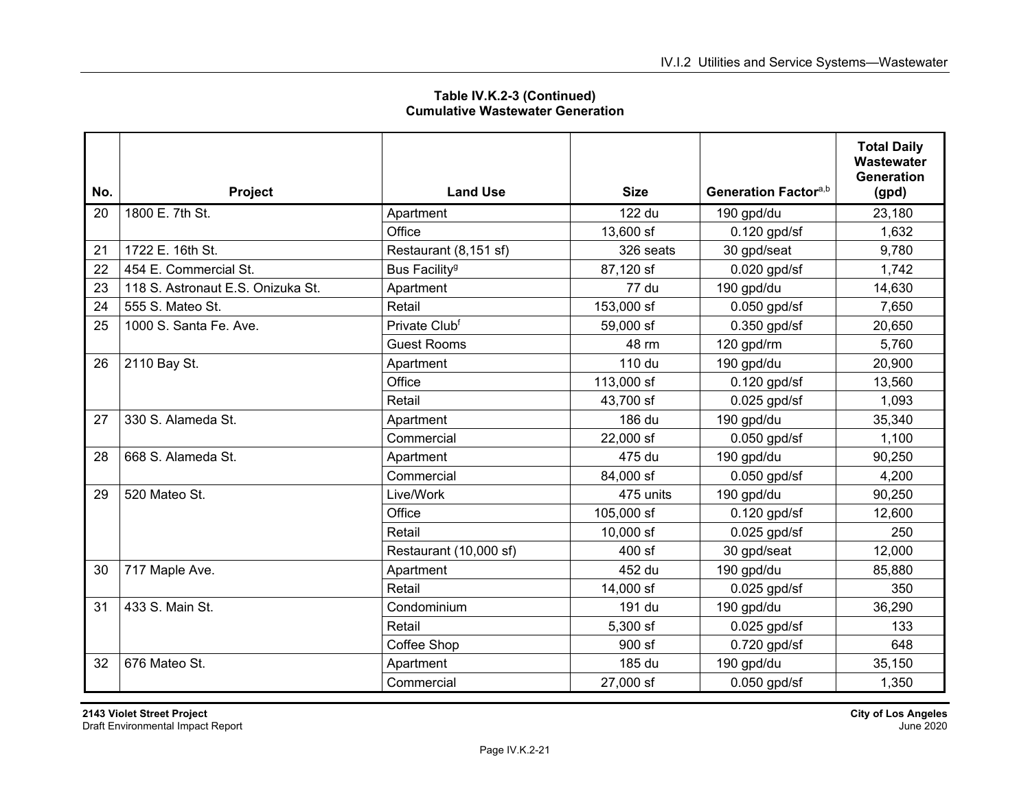**Table IV.K.2-3 (Continued)**
**Cumulative Wastewater Generation**

| No. | Project | Land Use | Size | Generation Factor[a,b] | Total Daily Wastewater Generation (gpd) |
|---|---|---|---|---|---|
| 20 | 1800 E. 7th St. | Apartment | 122 du | 190 gpd/du | 23,180 |
| | | Office | 13,600 sf | 0.120 gpd/sf | 1,632 |
| 21 | 1722 E. 16th St. | Restaurant (8,151 sf) | 326 seats | 30 gpd/seat | 9,780 |
| 22 | 454 E. Commercial St. | Bus Facility[g] | 87,120 sf | 0.020 gpd/sf | 1,742 |
| 23 | 118 S. Astronaut E.S. Onizuka St. | Apartment | 77 du | 190 gpd/du | 14,630 |
| 24 | 555 S. Mateo St. | Retail | 153,000 sf | 0.050 gpd/sf | 7,650 |
| 25 | 1000 S. Santa Fe. Ave. | Private Club[f] | 59,000 sf | 0.350 gpd/sf | 20,650 |
| | | Guest Rooms | 48 rm | 120 gpd/rm | 5,760 |
| 26 | 2110 Bay St. | Apartment | 110 du | 190 gpd/du | 20,900 |
| | | Office | 113,000 sf | 0.120 gpd/sf | 13,560 |
| | | Retail | 43,700 sf | 0.025 gpd/sf | 1,093 |
| 27 | 330 S. Alameda St. | Apartment | 186 du | 190 gpd/du | 35,340 |
| | | Commercial | 22,000 sf | 0.050 gpd/sf | 1,100 |
| 28 | 668 S. Alameda St. | Apartment | 475 du | 190 gpd/du | 90,250 |
| | | Commercial | 84,000 sf | 0.050 gpd/sf | 4,200 |
| 29 | 520 Mateo St. | Live/Work | 475 units | 190 gpd/du | 90,250 |
| | | Office | 105,000 sf | 0.120 gpd/sf | 12,600 |
| | | Retail | 10,000 sf | 0.025 gpd/sf | 250 |
| | | Restaurant (10,000 sf) | 400 sf | 30 gpd/seat | 12,000 |
| 30 | 717 Maple Ave. | Apartment | 452 du | 190 gpd/du | 85,880 |
| | | Retail | 14,000 sf | 0.025 gpd/sf | 350 |
| 31 | 433 S. Main St. | Condominium | 191 du | 190 gpd/du | 36,290 |
| | | Retail | 5,300 sf | 0.025 gpd/sf | 133 |
| | | Coffee Shop | 900 sf | 0.720 gpd/sf | 648 |
| 32 | 676 Mateo St. | Apartment | 185 du | 190 gpd/du | 35,150 |
| | | Commercial | 27,000 sf | 0.050 gpd/sf | 1,350 |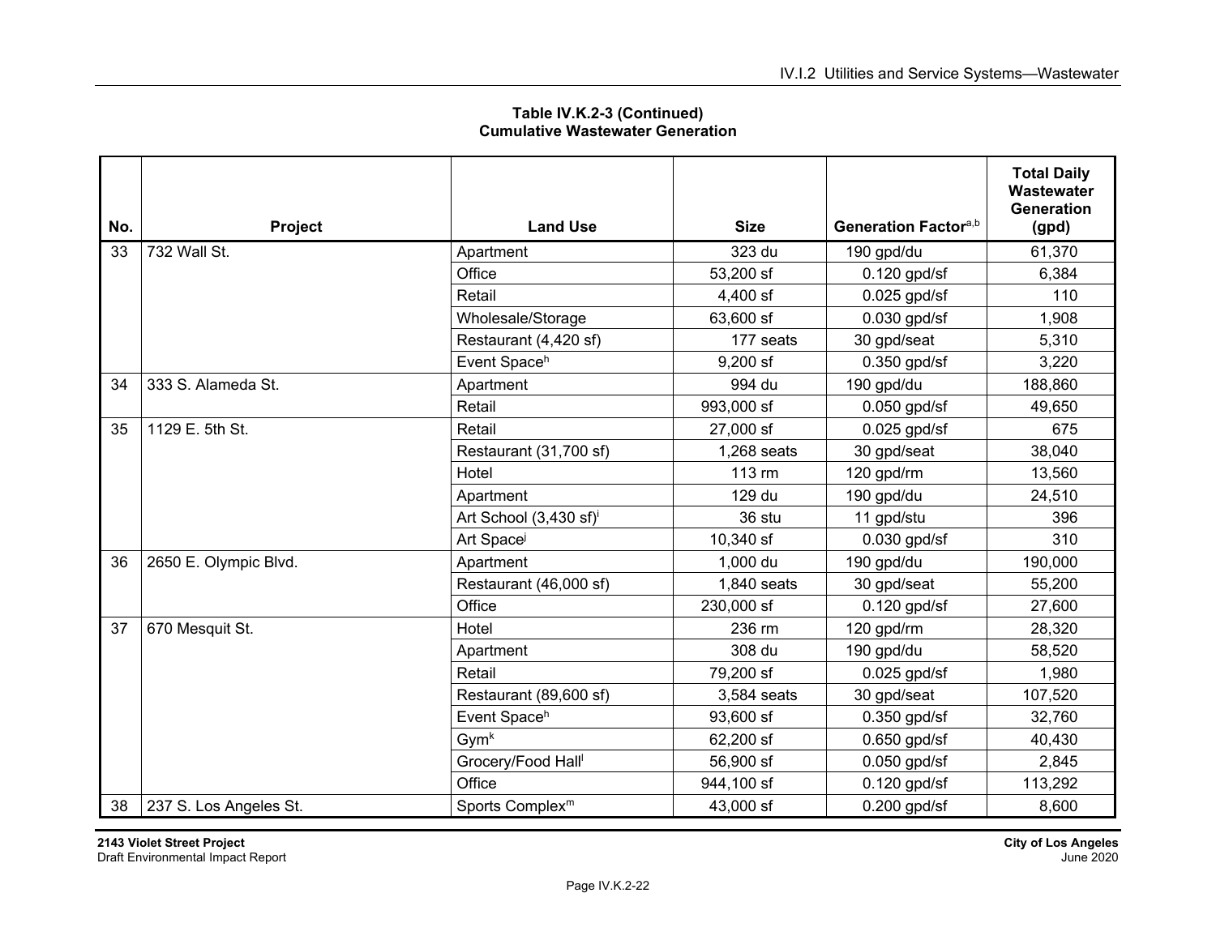**Table IV.K.2-3 (Continued)**
**Cumulative Wastewater Generation**

| No. | Project | Land Use | Size | Generation Factor[a,b] | Total Daily Wastewater Generation (gpd) |
|---|---|---|---|---|---|
| 33 | 732 Wall St. | Apartment | 323 du | 190 gpd/du | 61,370 |
| | | Office | 53,200 sf | 0.120 gpd/sf | 6,384 |
| | | Retail | 4,400 sf | 0.025 gpd/sf | 110 |
| | | Wholesale/Storage | 63,600 sf | 0.030 gpd/sf | 1,908 |
| | | Restaurant (4,420 sf) | 177 seats | 30 gpd/seat | 5,310 |
| | | Event Space[h] | 9,200 sf | 0.350 gpd/sf | 3,220 |
| 34 | 333 S. Alameda St. | Apartment | 994 du | 190 gpd/du | 188,860 |
| | | Retail | 993,000 sf | 0.050 gpd/sf | 49,650 |
| 35 | 1129 E. 5th St. | Retail | 27,000 sf | 0.025 gpd/sf | 675 |
| | | Restaurant (31,700 sf) | 1,268 seats | 30 gpd/seat | 38,040 |
| | | Hotel | 113 rm | 120 gpd/rm | 13,560 |
| | | Apartment | 129 du | 190 gpd/du | 24,510 |
| | | Art School (3,430 sf)[i] | 36 stu | 11 gpd/stu | 396 |
| | | Art Space[j] | 10,340 sf | 0.030 gpd/sf | 310 |
| 36 | 2650 E. Olympic Blvd. | Apartment | 1,000 du | 190 gpd/du | 190,000 |
| | | Restaurant (46,000 sf) | 1,840 seats | 30 gpd/seat | 55,200 |
| | | Office | 230,000 sf | 0.120 gpd/sf | 27,600 |
| 37 | 670 Mesquit St. | Hotel | 236 rm | 120 gpd/rm | 28,320 |
| | | Apartment | 308 du | 190 gpd/du | 58,520 |
| | | Retail | 79,200 sf | 0.025 gpd/sf | 1,980 |
| | | Restaurant (89,600 sf) | 3,584 seats | 30 gpd/seat | 107,520 |
| | | Event Space[h] | 93,600 sf | 0.350 gpd/sf | 32,760 |
| | | Gym[k] | 62,200 sf | 0.650 gpd/sf | 40,430 |
| | | Grocery/Food Hall[l] | 56,900 sf | 0.050 gpd/sf | 2,845 |
| | | Office | 944,100 sf | 0.120 gpd/sf | 113,292 |
| 38 | 237 S. Los Angeles St. | Sports Complex[m] | 43,000 sf | 0.200 gpd/sf | 8,600 |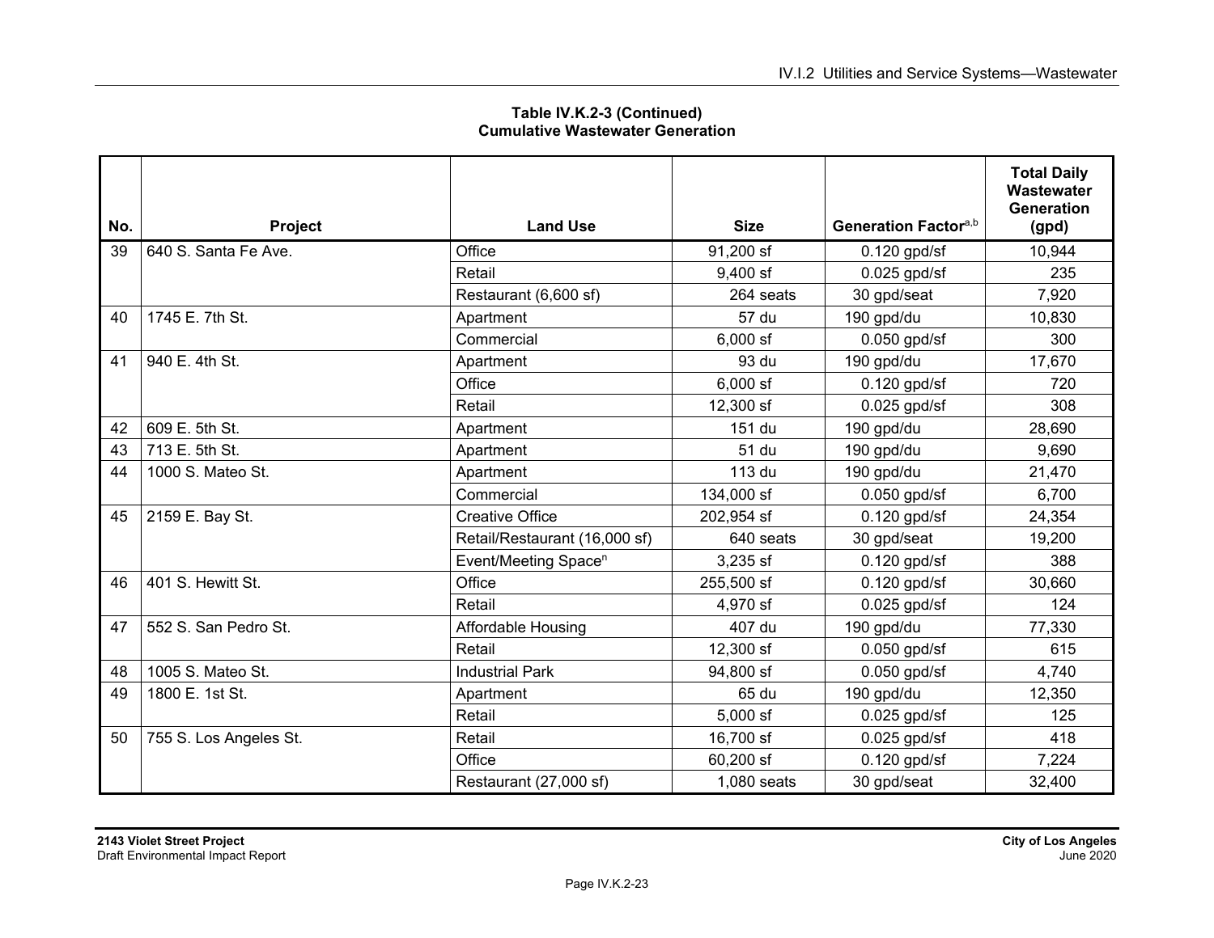**Table IV.K.2-3 (Continued)**
**Cumulative Wastewater Generation**

| No. | Project | Land Use | Size | Generation Factor[a,b] | Total Daily Wastewater Generation (gpd) |
|---|---|---|---|---|---|
| 39 | 640 S. Santa Fe Ave. | Office | 91,200 sf | 0.120 gpd/sf | 10,944 |
| | | Retail | 9,400 sf | 0.025 gpd/sf | 235 |
| | | Restaurant (6,600 sf) | 264 seats | 30 gpd/seat | 7,920 |
| 40 | 1745 E. 7th St. | Apartment | 57 du | 190 gpd/du | 10,830 |
| | | Commercial | 6,000 sf | 0.050 gpd/sf | 300 |
| 41 | 940 E. 4th St. | Apartment | 93 du | 190 gpd/du | 17,670 |
| | | Office | 6,000 sf | 0.120 gpd/sf | 720 |
| | | Retail | 12,300 sf | 0.025 gpd/sf | 308 |
| 42 | 609 E. 5th St. | Apartment | 151 du | 190 gpd/du | 28,690 |
| 43 | 713 E. 5th St. | Apartment | 51 du | 190 gpd/du | 9,690 |
| 44 | 1000 S. Mateo St. | Apartment | 113 du | 190 gpd/du | 21,470 |
| | | Commercial | 134,000 sf | 0.050 gpd/sf | 6,700 |
| 45 | 2159 E. Bay St. | Creative Office | 202,954 sf | 0.120 gpd/sf | 24,354 |
| | | Retail/Restaurant (16,000 sf) | 640 seats | 30 gpd/seat | 19,200 |
| | | Event/Meeting Space[n] | 3,235 sf | 0.120 gpd/sf | 388 |
| 46 | 401 S. Hewitt St. | Office | 255,500 sf | 0.120 gpd/sf | 30,660 |
| | | Retail | 4,970 sf | 0.025 gpd/sf | 124 |
| 47 | 552 S. San Pedro St. | Affordable Housing | 407 du | 190 gpd/du | 77,330 |
| | | Retail | 12,300 sf | 0.050 gpd/sf | 615 |
| 48 | 1005 S. Mateo St. | Industrial Park | 94,800 sf | 0.050 gpd/sf | 4,740 |
| 49 | 1800 E. 1st St. | Apartment | 65 du | 190 gpd/du | 12,350 |
| | | Retail | 5,000 sf | 0.025 gpd/sf | 125 |
| 50 | 755 S. Los Angeles St. | Retail | 16,700 sf | 0.025 gpd/sf | 418 |
| | | Office | 60,200 sf | 0.120 gpd/sf | 7,224 |
| | | Restaurant (27,000 sf) | 1,080 seats | 30 gpd/seat | 32,400 |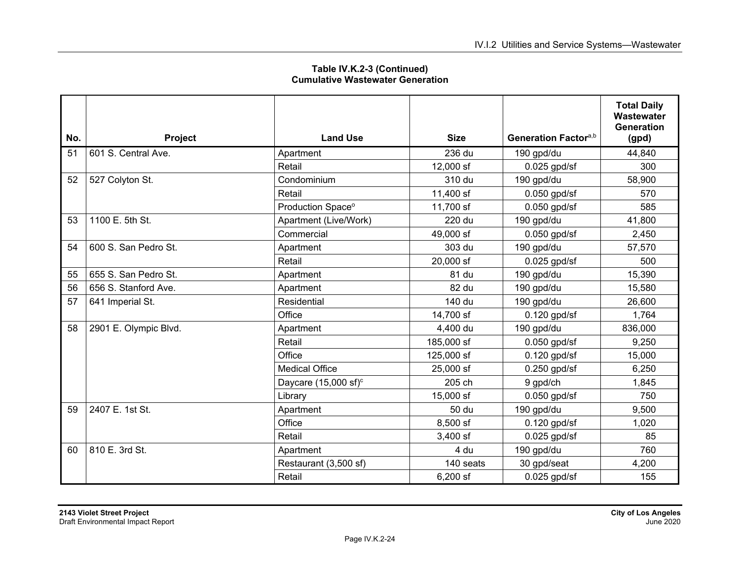**Table IV.K.2-3 (Continued)**
**Cumulative Wastewater Generation**

| No. | Project | Land Use | Size | Generation Factor[a,b] | Total Daily Wastewater Generation (gpd) |
|---|---|---|---|---|---|
| 51 | 601 S. Central Ave. | Apartment | 236 du | 190 gpd/du | 44,840 |
| | | Retail | 12,000 sf | 0.025 gpd/sf | 300 |
| 52 | 527 Colyton St. | Condominium | 310 du | 190 gpd/du | 58,900 |
| | | Retail | 11,400 sf | 0.050 gpd/sf | 570 |
| | | Production Space[o] | 11,700 sf | 0.050 gpd/sf | 585 |
| 53 | 1100 E. 5th St. | Apartment (Live/Work) | 220 du | 190 gpd/du | 41,800 |
| | | Commercial | 49,000 sf | 0.050 gpd/sf | 2,450 |
| 54 | 600 S. San Pedro St. | Apartment | 303 du | 190 gpd/du | 57,570 |
| | | Retail | 20,000 sf | 0.025 gpd/sf | 500 |
| 55 | 655 S. San Pedro St. | Apartment | 81 du | 190 gpd/du | 15,390 |
| 56 | 656 S. Stanford Ave. | Apartment | 82 du | 190 gpd/du | 15,580 |
| 57 | 641 Imperial St. | Residential | 140 du | 190 gpd/du | 26,600 |
| | | Office | 14,700 sf | 0.120 gpd/sf | 1,764 |
| 58 | 2901 E. Olympic Blvd. | Apartment | 4,400 du | 190 gpd/du | 836,000 |
| | | Retail | 185,000 sf | 0.050 gpd/sf | 9,250 |
| | | Office | 125,000 sf | 0.120 gpd/sf | 15,000 |
| | | Medical Office | 25,000 sf | 0.250 gpd/sf | 6,250 |
| | | Daycare (15,000 sf)[c] | 205 ch | 9 gpd/ch | 1,845 |
| | | Library | 15,000 sf | 0.050 gpd/sf | 750 |
| 59 | 2407 E. 1st St. | Apartment | 50 du | 190 gpd/du | 9,500 |
| | | Office | 8,500 sf | 0.120 gpd/sf | 1,020 |
| | | Retail | 3,400 sf | 0.025 gpd/sf | 85 |
| 60 | 810 E. 3rd St. | Apartment | 4 du | 190 gpd/du | 760 |
| | | Restaurant (3,500 sf) | 140 seats | 30 gpd/seat | 4,200 |
| | | Retail | 6,200 sf | 0.025 gpd/sf | 155 |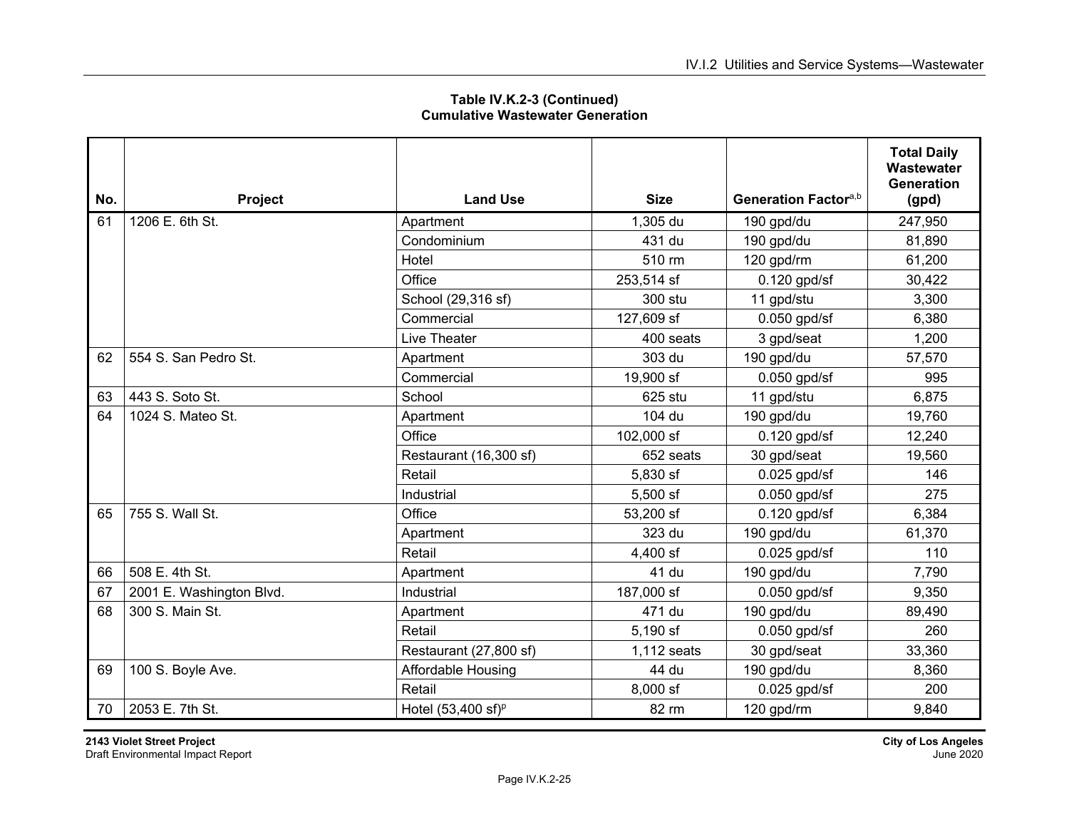**Table IV.K.2-3 (Continued)**
**Cumulative Wastewater Generation**

| No. | Project | Land Use | Size | Generation Factor[a,b] | Total Daily Wastewater Generation (gpd) |
|---|---|---|---|---|---|
| 61 | 1206 E. 6th St. | Apartment | 1,305 du | 190 gpd/du | 247,950 |
| | | Condominium | 431 du | 190 gpd/du | 81,890 |
| | | Hotel | 510 rm | 120 gpd/rm | 61,200 |
| | | Office | 253,514 sf | 0.120 gpd/sf | 30,422 |
| | | School (29,316 sf) | 300 stu | 11 gpd/stu | 3,300 |
| | | Commercial | 127,609 sf | 0.050 gpd/sf | 6,380 |
| | | Live Theater | 400 seats | 3 gpd/seat | 1,200 |
| 62 | 554 S. San Pedro St. | Apartment | 303 du | 190 gpd/du | 57,570 |
| | | Commercial | 19,900 sf | 0.050 gpd/sf | 995 |
| 63 | 443 S. Soto St. | School | 625 stu | 11 gpd/stu | 6,875 |
| 64 | 1024 S. Mateo St. | Apartment | 104 du | 190 gpd/du | 19,760 |
| | | Office | 102,000 sf | 0.120 gpd/sf | 12,240 |
| | | Restaurant (16,300 sf) | 652 seats | 30 gpd/seat | 19,560 |
| | | Retail | 5,830 sf | 0.025 gpd/sf | 146 |
| | | Industrial | 5,500 sf | 0.050 gpd/sf | 275 |
| 65 | 755 S. Wall St. | Office | 53,200 sf | 0.120 gpd/sf | 6,384 |
| | | Apartment | 323 du | 190 gpd/du | 61,370 |
| | | Retail | 4,400 sf | 0.025 gpd/sf | 110 |
| 66 | 508 E. 4th St. | Apartment | 41 du | 190 gpd/du | 7,790 |
| 67 | 2001 E. Washington Blvd. | Industrial | 187,000 sf | 0.050 gpd/sf | 9,350 |
| 68 | 300 S. Main St. | Apartment | 471 du | 190 gpd/du | 89,490 |
| | | Retail | 5,190 sf | 0.050 gpd/sf | 260 |
| | | Restaurant (27,800 sf) | 1,112 seats | 30 gpd/seat | 33,360 |
| 69 | 100 S. Boyle Ave. | Affordable Housing | 44 du | 190 gpd/du | 8,360 |
| | | Retail | 8,000 sf | 0.025 gpd/sf | 200 |
| 70 | 2053 E. 7th St. | Hotel (53,400 sf)[p] | 82 rm | 120 gpd/rm | 9,840 |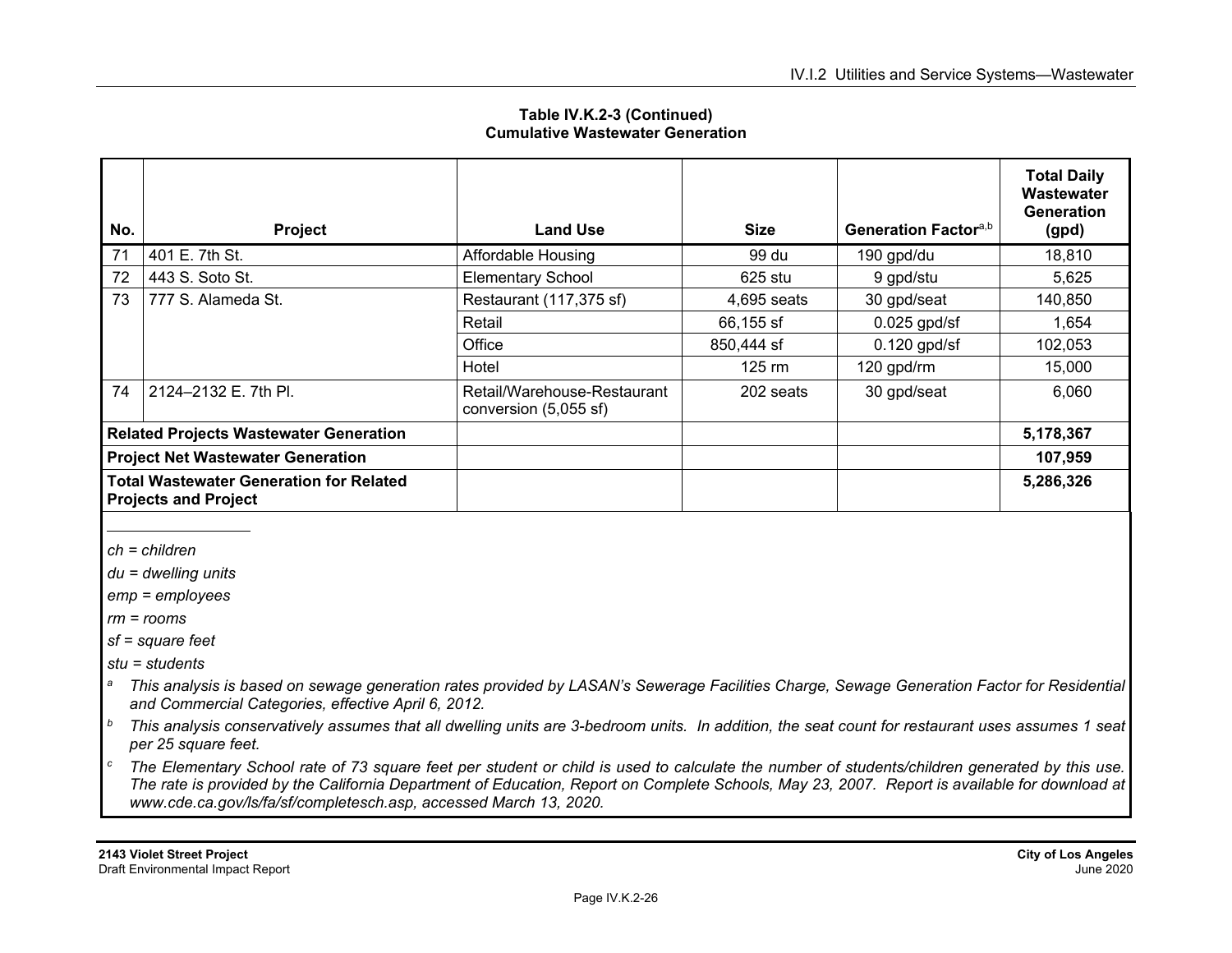**Table IV.K.2-3 (Continued)**
**Cumulative Wastewater Generation**

| No. | Project | Land Use | Size | Generation Factor[a,b] | Total Daily Wastewater Generation (gpd) |
|---|---|---|---|---|---|
| 71 | 401 E. 7th St. | Affordable Housing | 99 du | 190 gpd/du | 18,810 |
| 72 | 443 S. Soto St. | Elementary School | 625 stu | 9 gpd/stu | 5,625 |
| 73 | 777 S. Alameda St. | Restaurant (117,375 sf) | 4,695 seats | 30 gpd/seat | 140,850 |
| | | Retail | 66,155 sf | 0.025 gpd/sf | 1,654 |
| | | Office | 850,444 sf | 0.120 gpd/sf | 102,053 |
| | | Hotel | 125 rm | 120 gpd/rm | 15,000 |
| 74 | 2124–2132 E. 7th Pl. | Retail/Warehouse-Restaurant conversion (5,055 sf) | 202 seats | 30 gpd/seat | 6,060 |
| **Related Projects Wastewater Generation** | | | | | **5,178,367** |
| **Project Net Wastewater Generation** | | | | | **107,959** |
| **Total Wastewater Generation for Related Projects and Project** | | | | | **5,286,326** |

*ch = children*

*du = dwelling units*

*emp = employees*

*rm = rooms*

*sf = square feet*

*stu = students*

[a] *This analysis is based on sewage generation rates provided by LASAN's Sewerage Facilities Charge, Sewage Generation Factor for Residential and Commercial Categories, effective April 6, 2012.*

[b] *This analysis conservatively assumes that all dwelling units are 3-bedroom units. In addition, the seat count for restaurant uses assumes 1 seat per 25 square feet.*

[c] *The Elementary School rate of 73 square feet per student or child is used to calculate the number of students/children generated by this use. The rate is provided by the California Department of Education, Report on Complete Schools, May 23, 2007. Report is available for download at www.cde.ca.gov/ls/fa/sf/completesch.asp, accessed March 13, 2020.*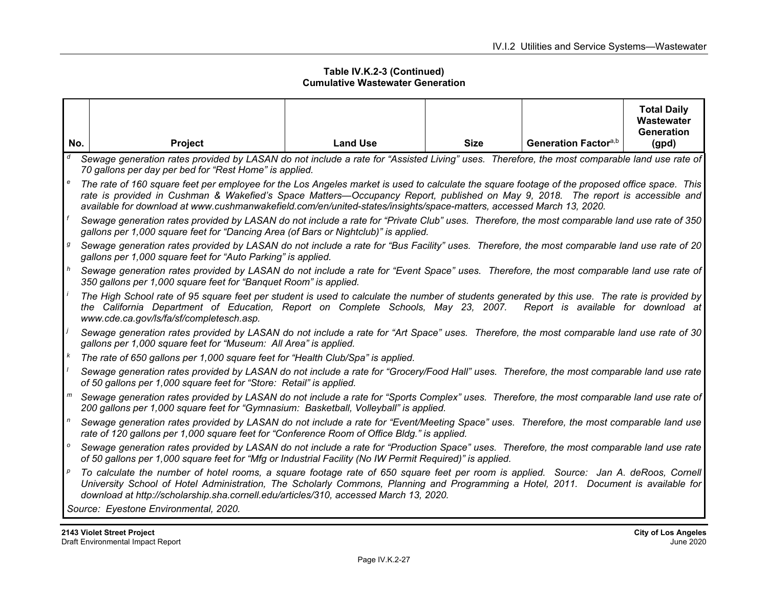**Table IV.K.2-3 (Continued)**
**Cumulative Wastewater Generation**

| No. | Project | Land Use | Size | Generation Factor[a,b] | Total Daily Wastewater Generation (gpd) |
|---|---|---|---|---|---|

[d] *Sewage generation rates provided by LASAN do not include a rate for "Assisted Living" uses. Therefore, the most comparable land use rate of 70 gallons per day per bed for "Rest Home" is applied.*

[e] *The rate of 160 square feet per employee for the Los Angeles market is used to calculate the square footage of the proposed office space. This rate is provided in Cushman & Wakefied's Space Matters—Occupancy Report, published on May 9, 2018. The report is accessible and available for download at www.cushmanwakefield.com/en/united-states/insights/space-matters, accessed March 13, 2020.*

[f] *Sewage generation rates provided by LASAN do not include a rate for "Private Club" uses. Therefore, the most comparable land use rate of 350 gallons per 1,000 square feet for "Dancing Area (of Bars or Nightclub)" is applied.*

[g] *Sewage generation rates provided by LASAN do not include a rate for "Bus Facility" uses. Therefore, the most comparable land use rate of 20 gallons per 1,000 square feet for "Auto Parking" is applied.*

[h] *Sewage generation rates provided by LASAN do not include a rate for "Event Space" uses. Therefore, the most comparable land use rate of 350 gallons per 1,000 square feet for "Banquet Room" is applied.*

[i] *The High School rate of 95 square feet per student is used to calculate the number of students generated by this use. The rate is provided by the California Department of Education, Report on Complete Schools, May 23, 2007. Report is available for download at www.cde.ca.gov/ls/fa/sf/completesch.asp.*

[j] *Sewage generation rates provided by LASAN do not include a rate for "Art Space" uses. Therefore, the most comparable land use rate of 30 gallons per 1,000 square feet for "Museum: All Area" is applied.*

[k] *The rate of 650 gallons per 1,000 square feet for "Health Club/Spa" is applied.*

[l] *Sewage generation rates provided by LASAN do not include a rate for "Grocery/Food Hall" uses. Therefore, the most comparable land use rate of 50 gallons per 1,000 square feet for "Store: Retail" is applied.*

[m] *Sewage generation rates provided by LASAN do not include a rate for "Sports Complex" uses. Therefore, the most comparable land use rate of 200 gallons per 1,000 square feet for "Gymnasium: Basketball, Volleyball" is applied.*

[n] *Sewage generation rates provided by LASAN do not include a rate for "Event/Meeting Space" uses. Therefore, the most comparable land use rate of 120 gallons per 1,000 square feet for "Conference Room of Office Bldg." is applied.*

[o] *Sewage generation rates provided by LASAN do not include a rate for "Production Space" uses. Therefore, the most comparable land use rate of 50 gallons per 1,000 square feet for "Mfg or Industrial Facility (No IW Permit Required)" is applied.*

[p] *To calculate the number of hotel rooms, a square footage rate of 650 square feet per room is applied. Source: Jan A. deRoos, Cornell University School of Hotel Administration, The Scholarly Commons, Planning and Programming a Hotel, 2011. Document is available for download at http://scholarship.sha.cornell.edu/articles/310, accessed March 13, 2020.*

*Source: Eyestone Environmental, 2020.*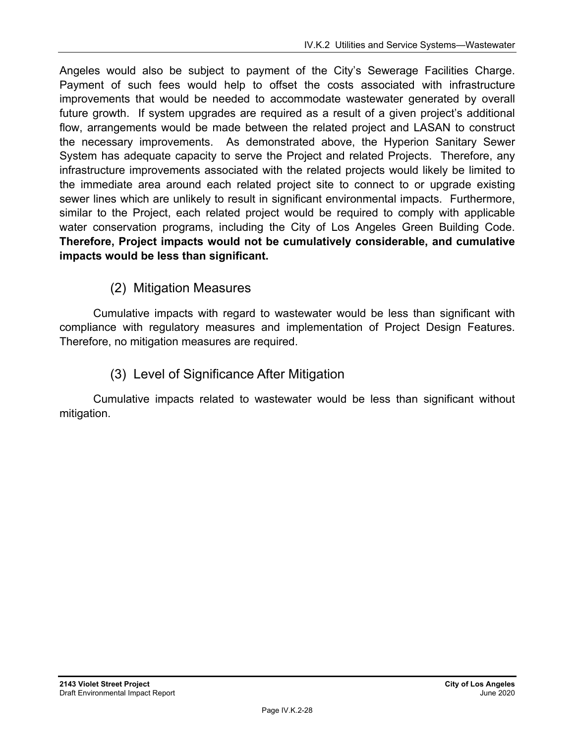Angeles would also be subject to payment of the City's Sewerage Facilities Charge. Payment of such fees would help to offset the costs associated with infrastructure improvements that would be needed to accommodate wastewater generated by overall future growth. If system upgrades are required as a result of a given project's additional flow, arrangements would be made between the related project and LASAN to construct the necessary improvements. As demonstrated above, the Hyperion Sanitary Sewer System has adequate capacity to serve the Project and related Projects. Therefore, any infrastructure improvements associated with the related projects would likely be limited to the immediate area around each related project site to connect to or upgrade existing sewer lines which are unlikely to result in significant environmental impacts. Furthermore, similar to the Project, each related project would be required to comply with applicable water conservation programs, including the City of Los Angeles Green Building Code. **Therefore, Project impacts would not be cumulatively considerable, and cumulative impacts would be less than significant.**

### (2) Mitigation Measures

Cumulative impacts with regard to wastewater would be less than significant with compliance with regulatory measures and implementation of Project Design Features. Therefore, no mitigation measures are required.

### (3) Level of Significance After Mitigation

Cumulative impacts related to wastewater would be less than significant without mitigation.